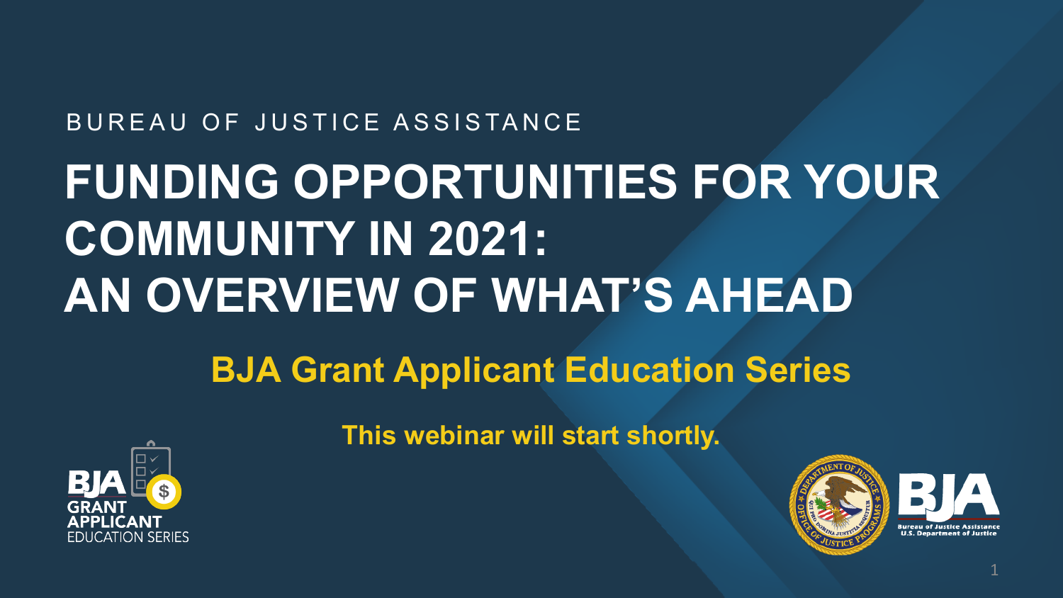BUREAU OF JUSTICE ASSISTANCE

# FUNDING OPPORTUNITIES FOR YOUR COMMUNITY IN 2021: AN OVERVIEW OF WHAT'S AHEAD

## BJA Grant Applicant Education Series

**This webinar will start shortly.**

BJA GRANT APPLICANT EDUCATION SERIES

BJA Bureau of Justice Assistance U.S. Department of Justice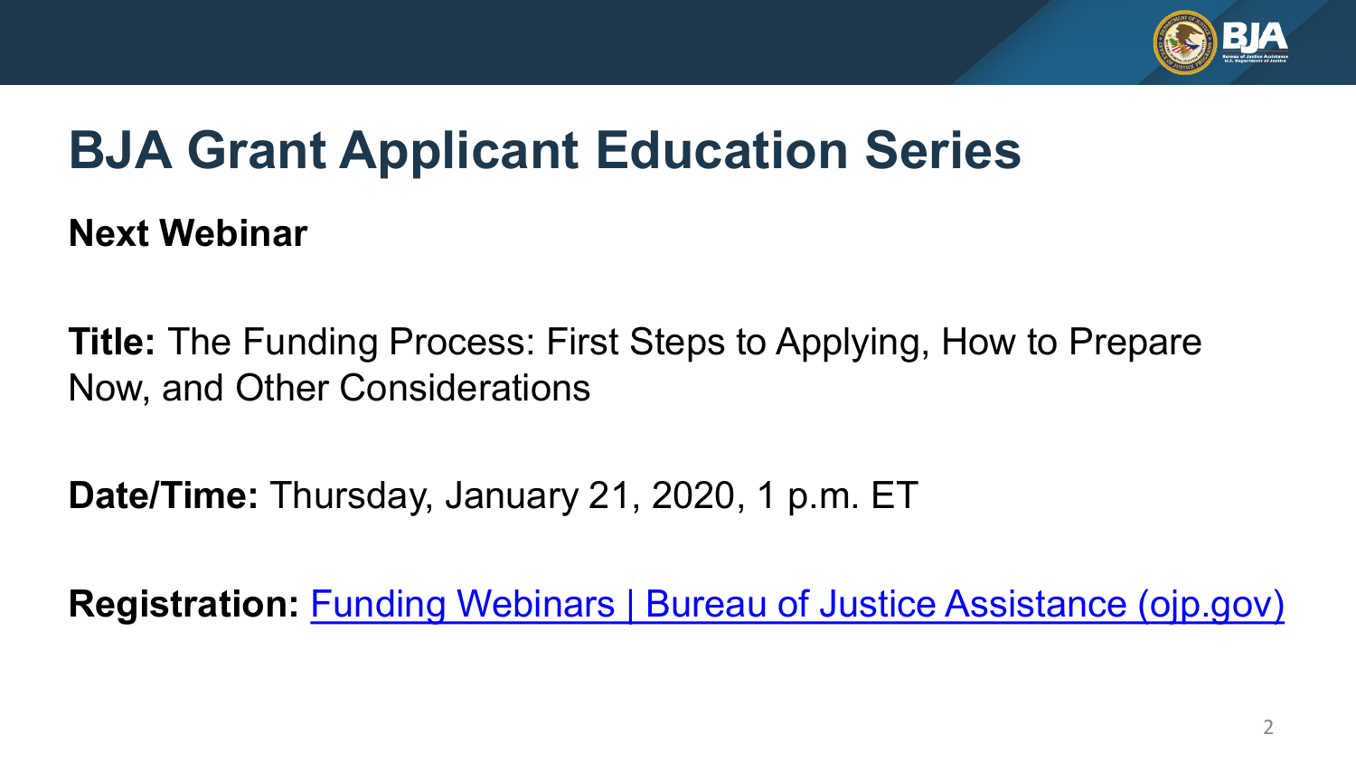# BJA Grant Applicant Education Series

**Next Webinar**

**Title:** The Funding Process: First Steps to Applying, How to Prepare Now, and Other Considerations

**Date/Time:** Thursday, January 21, 2020, 1 p.m. ET

**Registration:** Funding Webinars | Bureau of Justice Assistance (ojp.gov)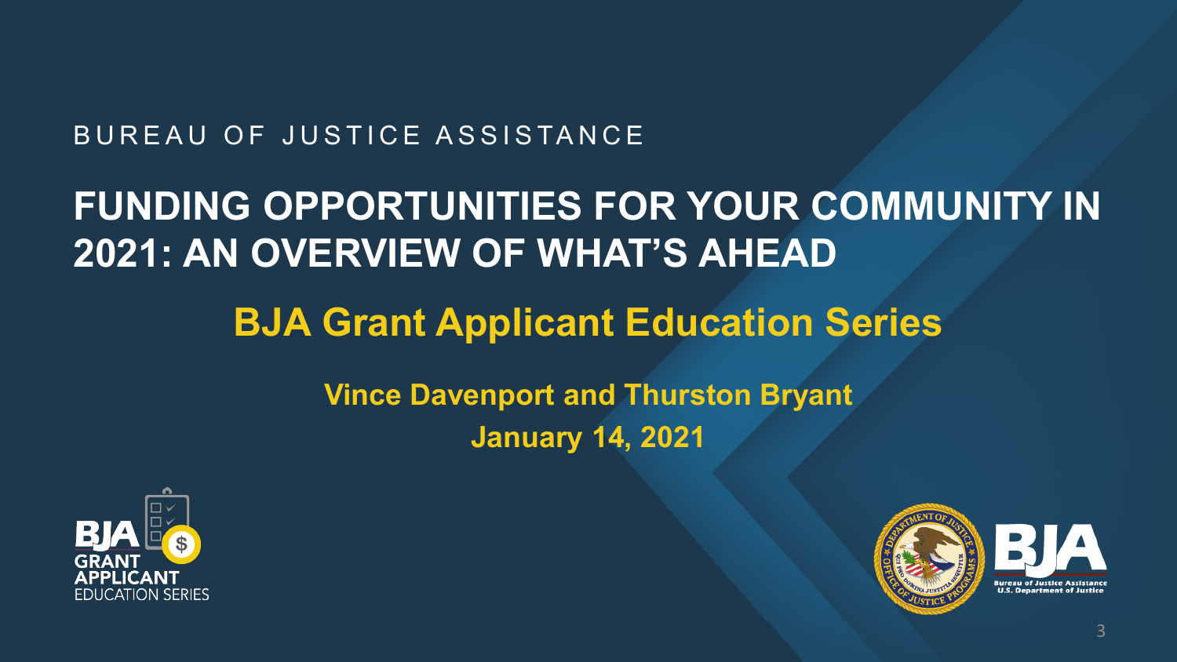BUREAU OF JUSTICE ASSISTANCE

# FUNDING OPPORTUNITIES FOR YOUR COMMUNITY IN 2021: AN OVERVIEW OF WHAT'S AHEAD

## BJA Grant Applicant Education Series

**Vince Davenport and Thurston Bryant**

**January 14, 2021**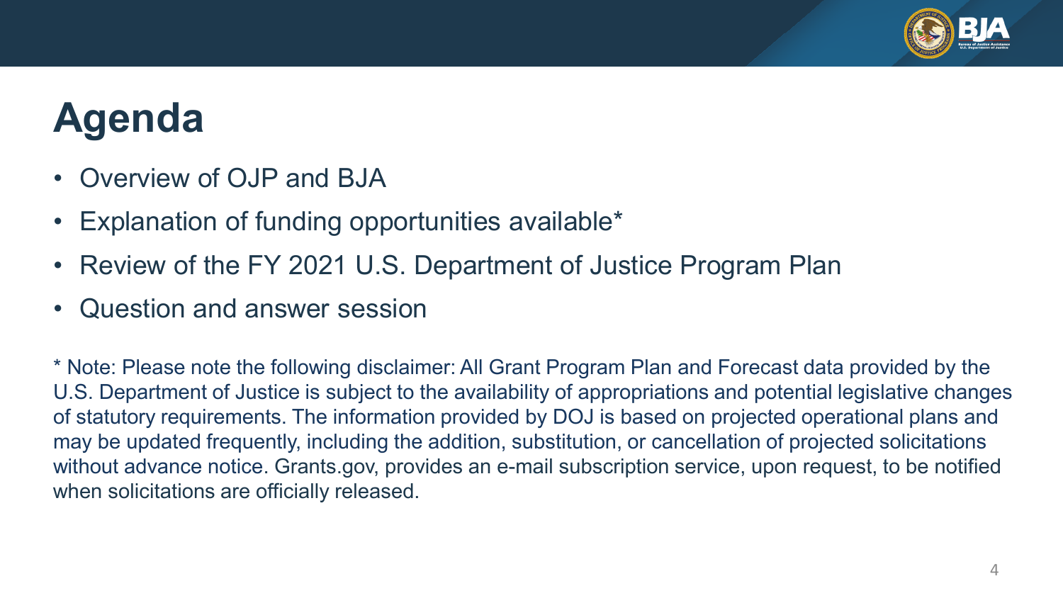# Agenda

- Overview of OJP and BJA
- Explanation of funding opportunities available*
- Review of the FY 2021 U.S. Department of Justice Program Plan
- Question and answer session

* Note: Please note the following disclaimer: All Grant Program Plan and Forecast data provided by the U.S. Department of Justice is subject to the availability of appropriations and potential legislative changes of statutory requirements. The information provided by DOJ is based on projected operational plans and may be updated frequently, including the addition, substitution, or cancellation of projected solicitations without advance notice. Grants.gov, provides an e-mail subscription service, upon request, to be notified when solicitations are officially released.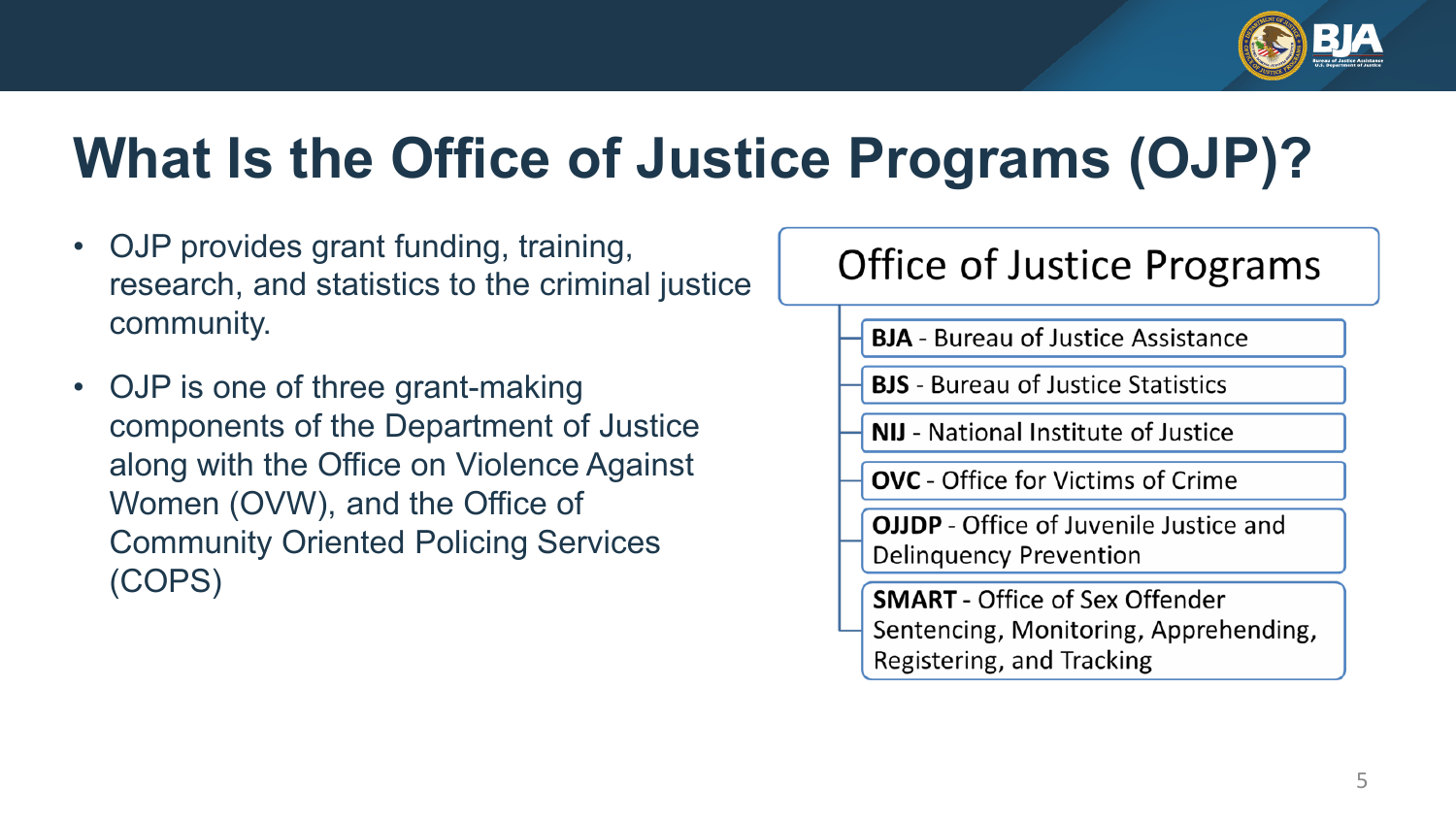# What Is the Office of Justice Programs (OJP)?

- OJP provides grant funding, training, research, and statistics to the criminal justice community.
- OJP is one of three grant-making components of the Department of Justice along with the Office on Violence Against Women (OVW), and the Office of Community Oriented Policing Services (COPS)

**Office of Justice Programs**

- **BJA** - Bureau of Justice Assistance
- **BJS** - Bureau of Justice Statistics
- **NIJ** - National Institute of Justice
- **OVC** - Office for Victims of Crime
- **OJJDP** - Office of Juvenile Justice and Delinquency Prevention
- **SMART** - Office of Sex Offender Sentencing, Monitoring, Apprehending, Registering, and Tracking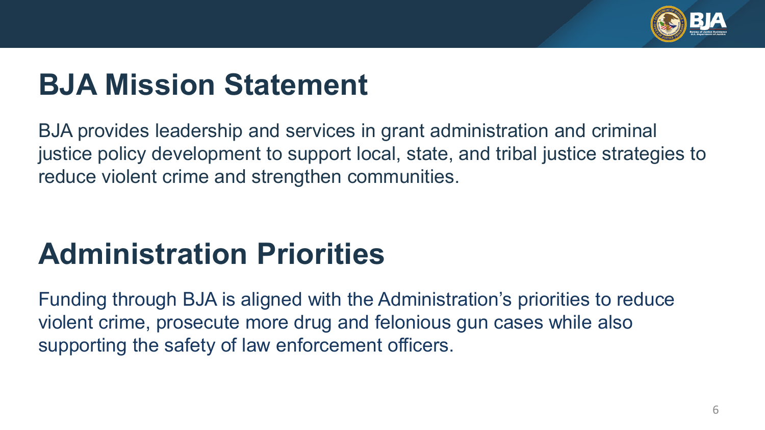# BJA Mission Statement

BJA provides leadership and services in grant administration and criminal justice policy development to support local, state, and tribal justice strategies to reduce violent crime and strengthen communities.

# Administration Priorities

Funding through BJA is aligned with the Administration's priorities to reduce violent crime, prosecute more drug and felonious gun cases while also supporting the safety of law enforcement officers.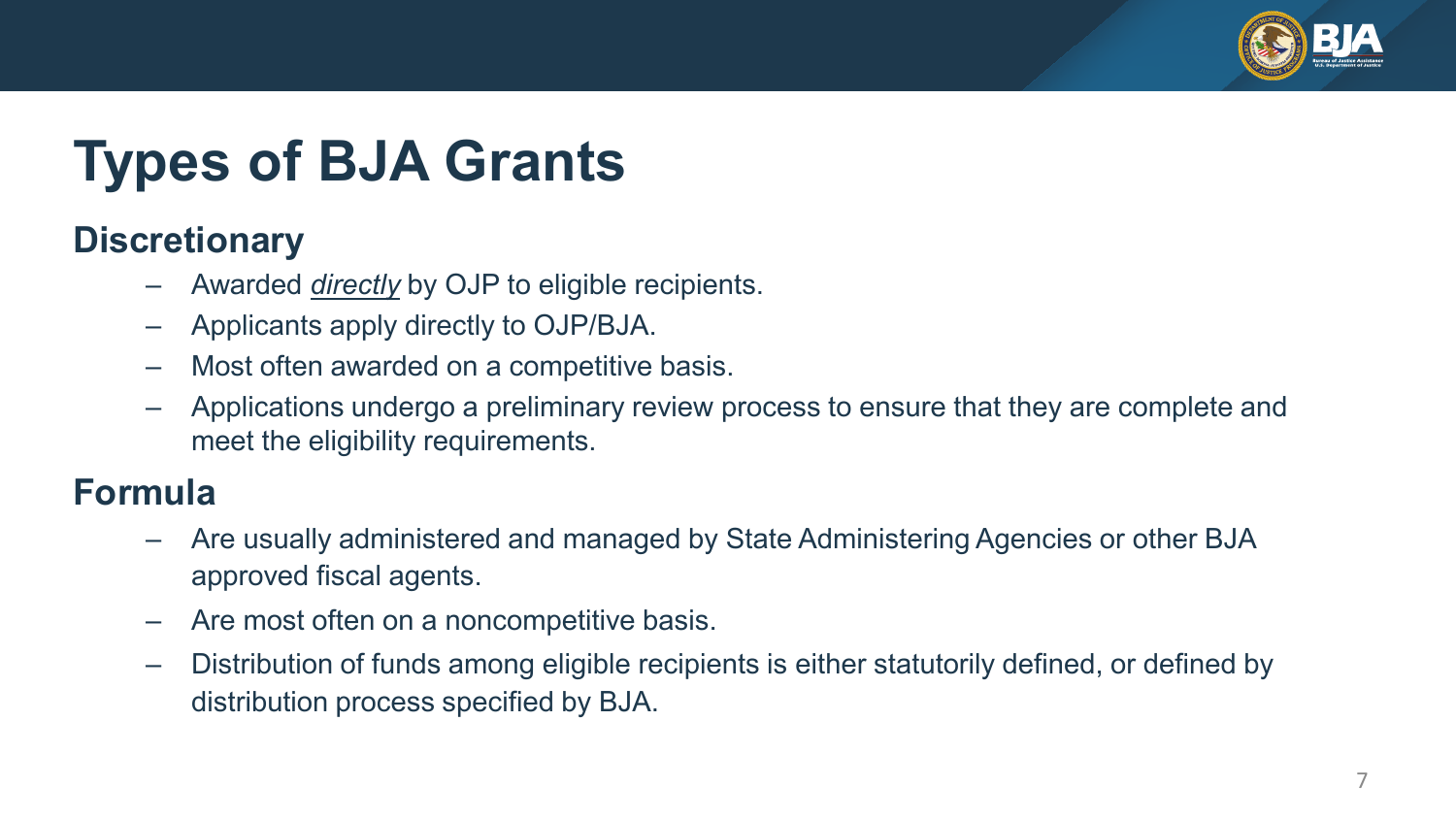# Types of BJA Grants

## Discretionary

- Awarded *directly* by OJP to eligible recipients.
- Applicants apply directly to OJP/BJA.
- Most often awarded on a competitive basis.
- Applications undergo a preliminary review process to ensure that they are complete and meet the eligibility requirements.

## Formula

- Are usually administered and managed by State Administering Agencies or other BJA approved fiscal agents.
- Are most often on a noncompetitive basis.
- Distribution of funds among eligible recipients is either statutorily defined, or defined by distribution process specified by BJA.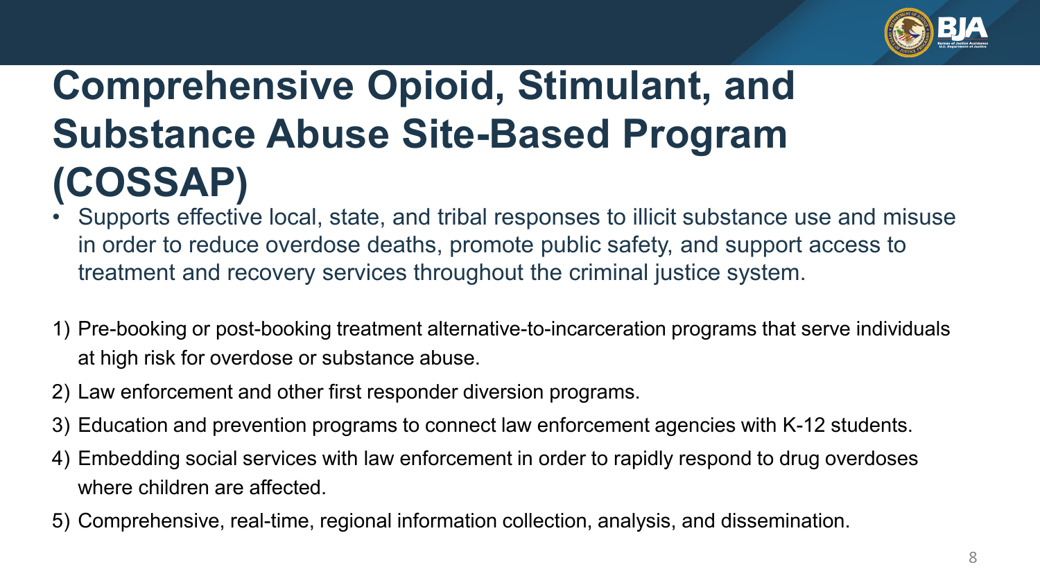# Comprehensive Opioid, Stimulant, and Substance Abuse Site-Based Program (COSSAP)

- Supports effective local, state, and tribal responses to illicit substance use and misuse in order to reduce overdose deaths, promote public safety, and support access to treatment and recovery services throughout the criminal justice system.

1) Pre-booking or post-booking treatment alternative-to-incarceration programs that serve individuals at high risk for overdose or substance abuse.
2) Law enforcement and other first responder diversion programs.
3) Education and prevention programs to connect law enforcement agencies with K-12 students.
4) Embedding social services with law enforcement in order to rapidly respond to drug overdoses where children are affected.
5) Comprehensive, real-time, regional information collection, analysis, and dissemination.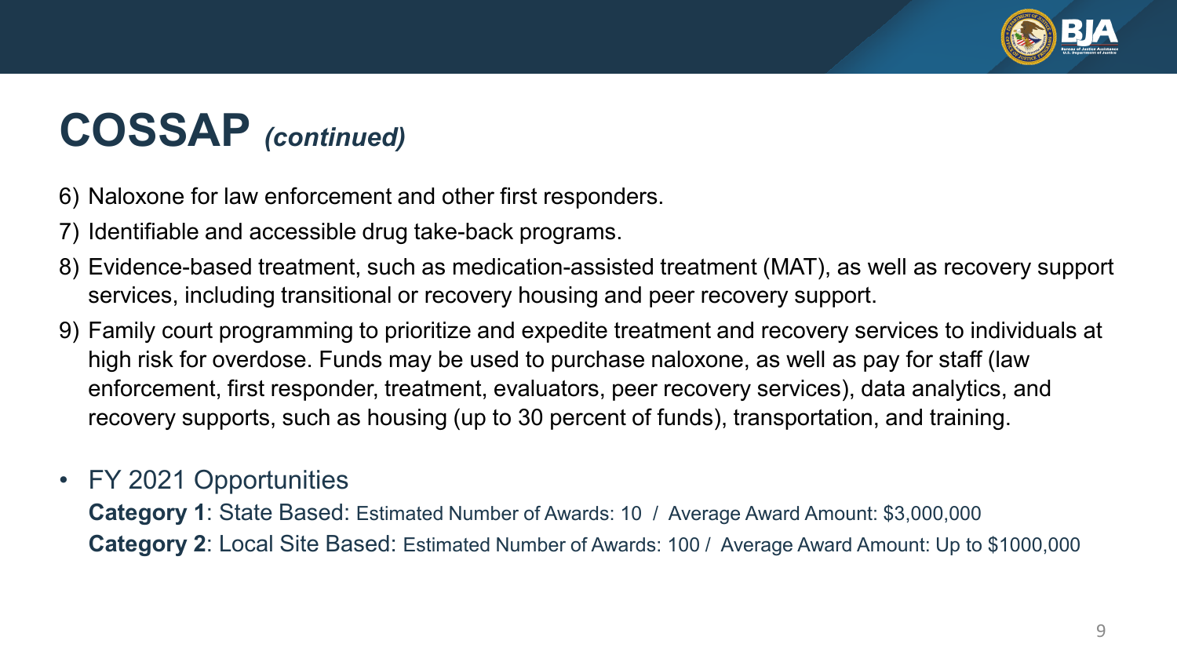# COSSAP *(continued)*

6) Naloxone for law enforcement and other first responders.
7) Identifiable and accessible drug take-back programs.
8) Evidence-based treatment, such as medication-assisted treatment (MAT), as well as recovery support services, including transitional or recovery housing and peer recovery support.
9) Family court programming to prioritize and expedite treatment and recovery services to individuals at high risk for overdose. Funds may be used to purchase naloxone, as well as pay for staff (law enforcement, first responder, treatment, evaluators, peer recovery services), data analytics, and recovery supports, such as housing (up to 30 percent of funds), transportation, and training.

- FY 2021 Opportunities

  **Category 1**: State Based: Estimated Number of Awards: 10 / Average Award Amount: $3,000,000

  **Category 2**: Local Site Based: Estimated Number of Awards: 100 / Average Award Amount: Up to $1000,000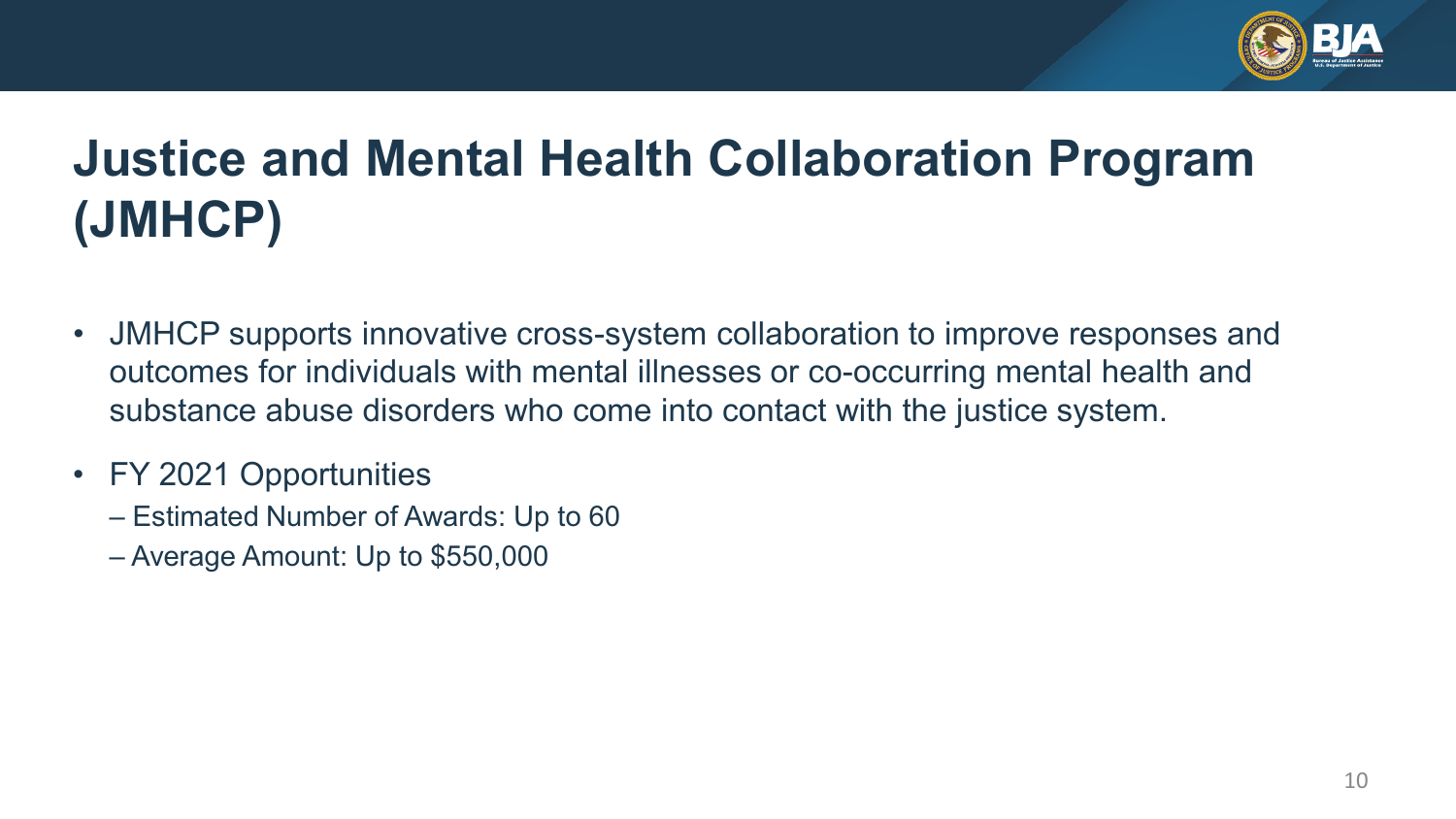# Justice and Mental Health Collaboration Program (JMHCP)

- JMHCP supports innovative cross-system collaboration to improve responses and outcomes for individuals with mental illnesses or co-occurring mental health and substance abuse disorders who come into contact with the justice system.
- FY 2021 Opportunities
  - Estimated Number of Awards: Up to 60
  - Average Amount: Up to $550,000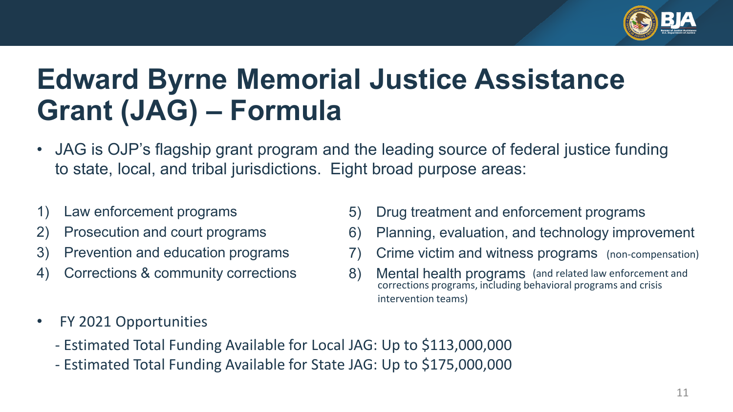# Edward Byrne Memorial Justice Assistance Grant (JAG) – Formula

- JAG is OJP's flagship grant program and the leading source of federal justice funding to state, local, and tribal jurisdictions. Eight broad purpose areas:

1) Law enforcement programs
2) Prosecution and court programs
3) Prevention and education programs
4) Corrections & community corrections
5) Drug treatment and enforcement programs
6) Planning, evaluation, and technology improvement
7) Crime victim and witness programs (non-compensation)
8) Mental health programs (and related law enforcement and corrections programs, including behavioral programs and crisis intervention teams)

- FY 2021 Opportunities
  - Estimated Total Funding Available for Local JAG: Up to $113,000,000
  - Estimated Total Funding Available for State JAG: Up to $175,000,000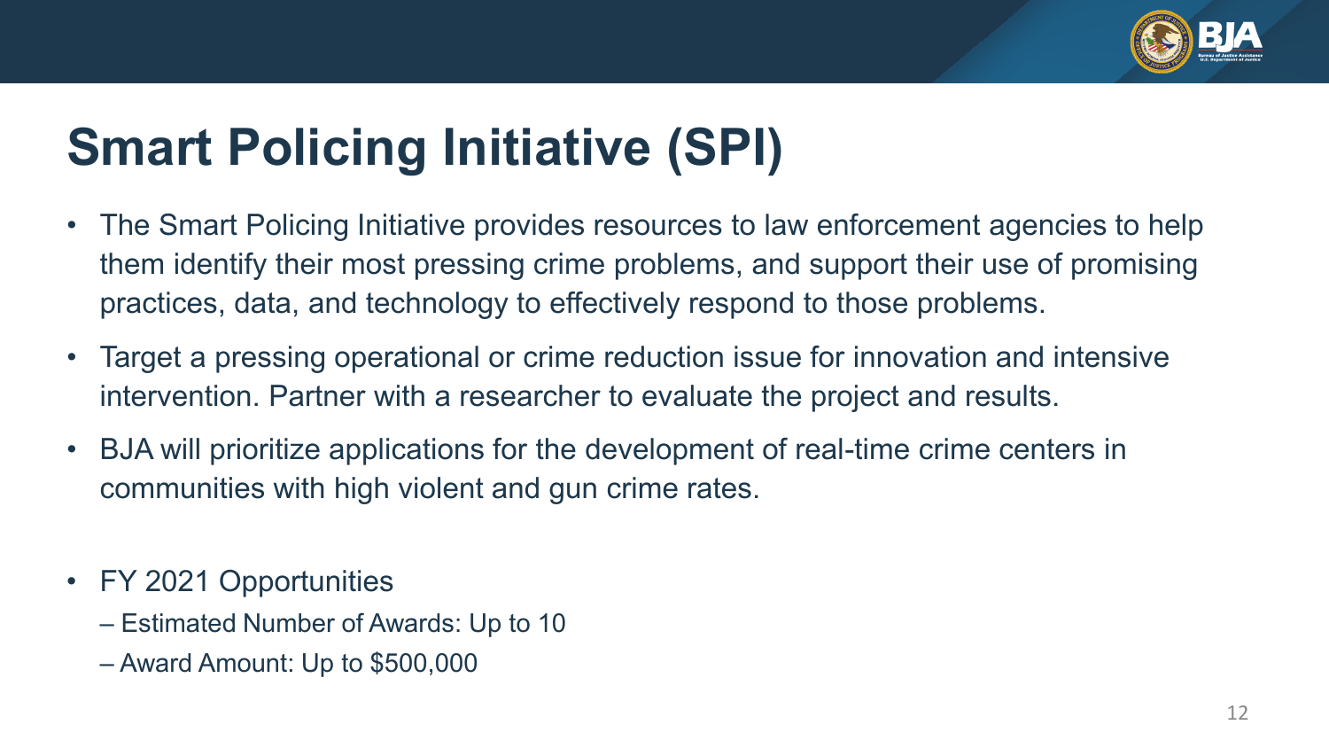# Smart Policing Initiative (SPI)

- The Smart Policing Initiative provides resources to law enforcement agencies to help them identify their most pressing crime problems, and support their use of promising practices, data, and technology to effectively respond to those problems.
- Target a pressing operational or crime reduction issue for innovation and intensive intervention. Partner with a researcher to evaluate the project and results.
- BJA will prioritize applications for the development of real-time crime centers in communities with high violent and gun crime rates.
- FY 2021 Opportunities
  - Estimated Number of Awards: Up to 10
  - Award Amount: Up to $500,000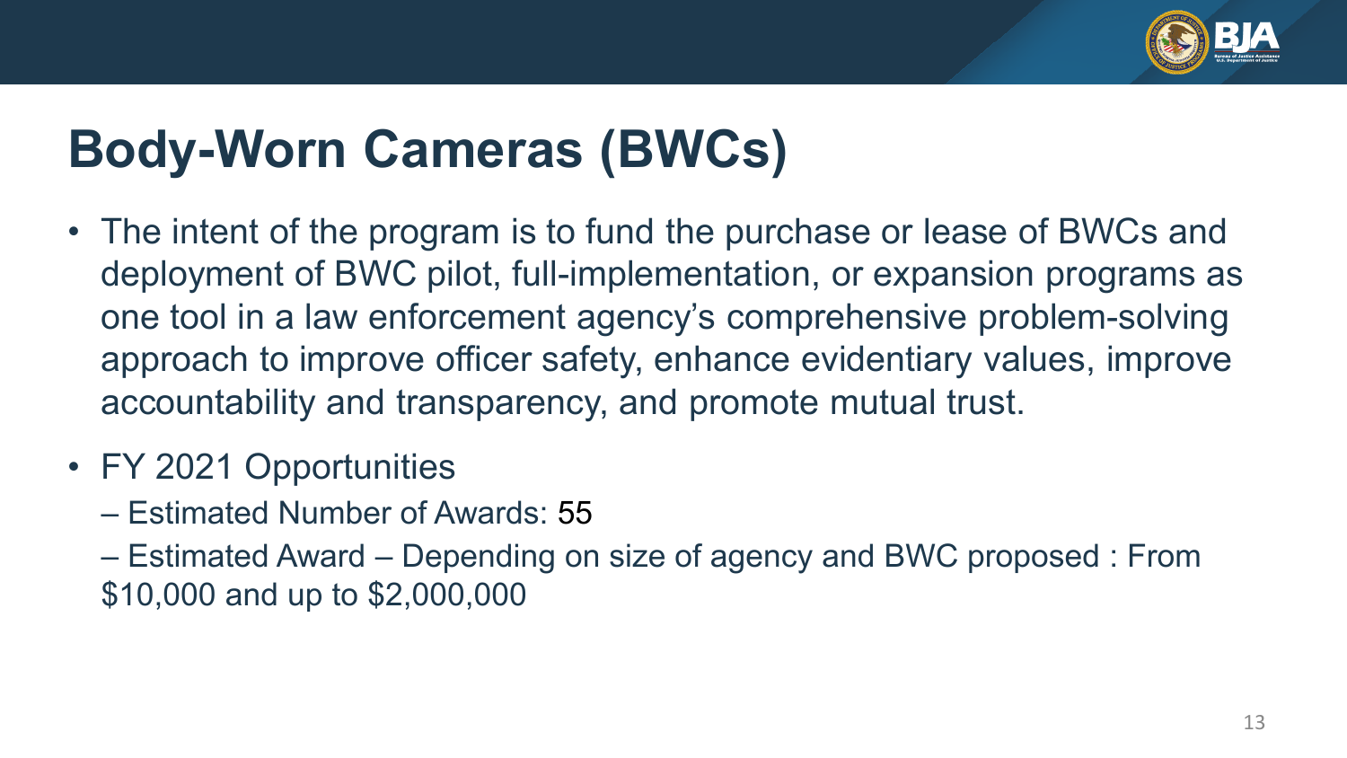# Body-Worn Cameras (BWCs)

- The intent of the program is to fund the purchase or lease of BWCs and deployment of BWC pilot, full-implementation, or expansion programs as one tool in a law enforcement agency's comprehensive problem-solving approach to improve officer safety, enhance evidentiary values, improve accountability and transparency, and promote mutual trust.
- FY 2021 Opportunities
  - Estimated Number of Awards: 55
  - Estimated Award – Depending on size of agency and BWC proposed : From $10,000 and up to $2,000,000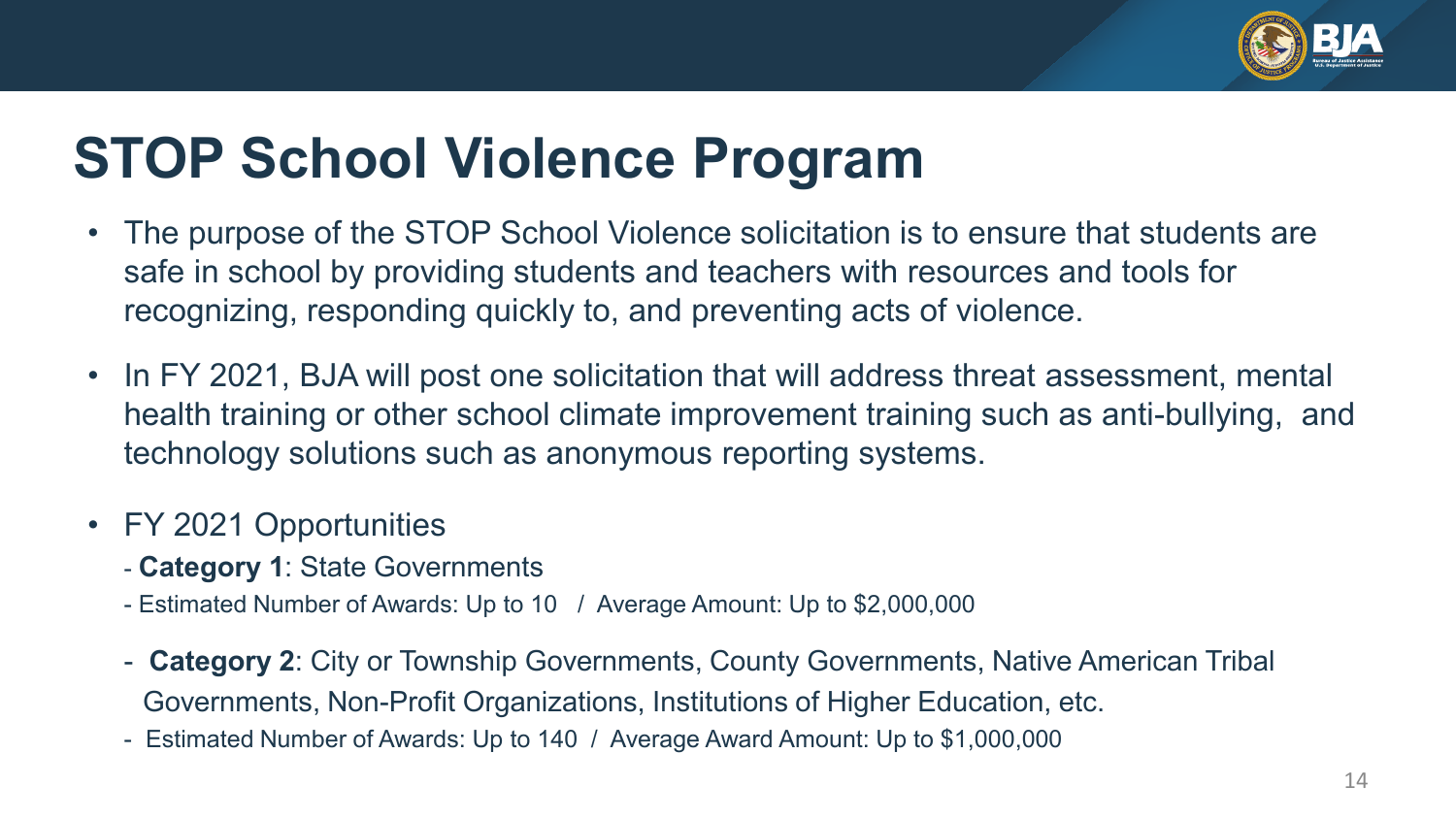# STOP School Violence Program

- The purpose of the STOP School Violence solicitation is to ensure that students are safe in school by providing students and teachers with resources and tools for recognizing, responding quickly to, and preventing acts of violence.
- In FY 2021, BJA will post one solicitation that will address threat assessment, mental health training or other school climate improvement training such as anti-bullying, and technology solutions such as anonymous reporting systems.
- FY 2021 Opportunities
  - **Category 1**: State Governments
  - Estimated Number of Awards: Up to 10 / Average Amount: Up to $2,000,000
  - **Category 2**: City or Township Governments, County Governments, Native American Tribal Governments, Non-Profit Organizations, Institutions of Higher Education, etc.
  - Estimated Number of Awards: Up to 140 / Average Award Amount: Up to $1,000,000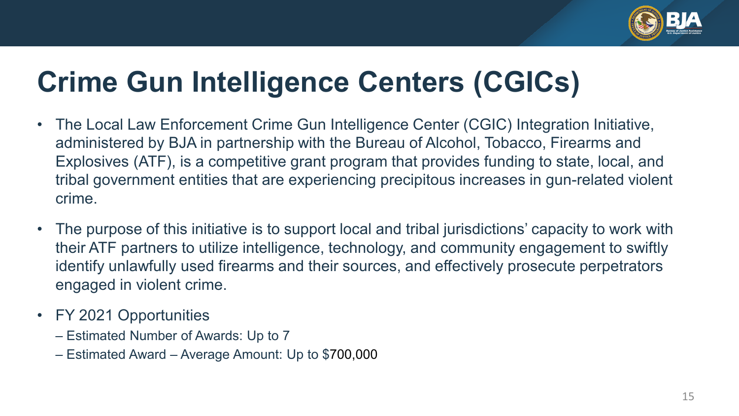# Crime Gun Intelligence Centers (CGICs)

- The Local Law Enforcement Crime Gun Intelligence Center (CGIC) Integration Initiative, administered by BJA in partnership with the Bureau of Alcohol, Tobacco, Firearms and Explosives (ATF), is a competitive grant program that provides funding to state, local, and tribal government entities that are experiencing precipitous increases in gun-related violent crime.
- The purpose of this initiative is to support local and tribal jurisdictions' capacity to work with their ATF partners to utilize intelligence, technology, and community engagement to swiftly identify unlawfully used firearms and their sources, and effectively prosecute perpetrators engaged in violent crime.
- FY 2021 Opportunities
  – Estimated Number of Awards: Up to 7
  – Estimated Award – Average Amount: Up to $700,000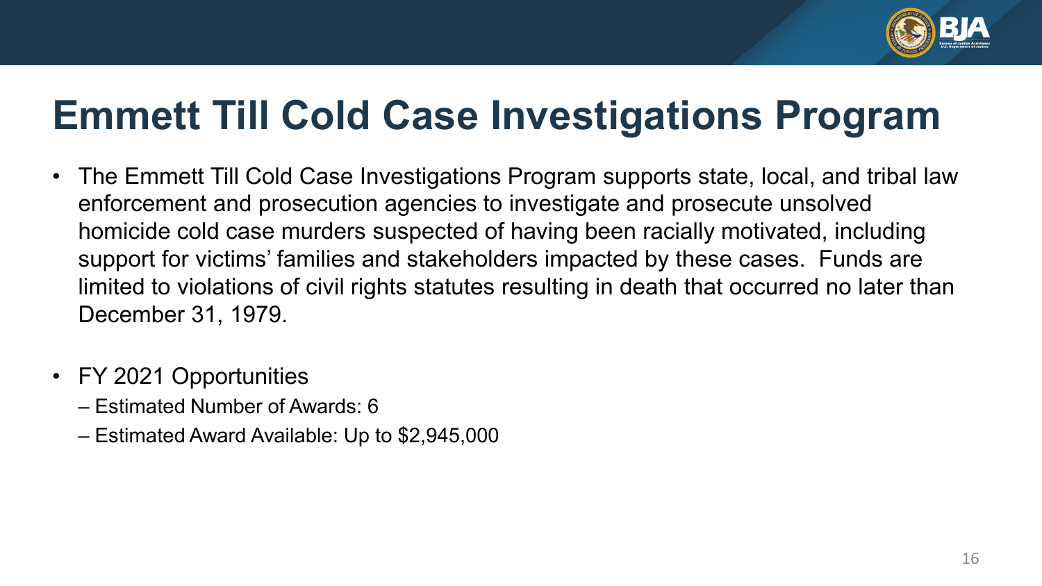# Emmett Till Cold Case Investigations Program

- The Emmett Till Cold Case Investigations Program supports state, local, and tribal law enforcement and prosecution agencies to investigate and prosecute unsolved homicide cold case murders suspected of having been racially motivated, including support for victims' families and stakeholders impacted by these cases. Funds are limited to violations of civil rights statutes resulting in death that occurred no later than December 31, 1979.

- FY 2021 Opportunities
  - Estimated Number of Awards: 6
  - Estimated Award Available: Up to $2,945,000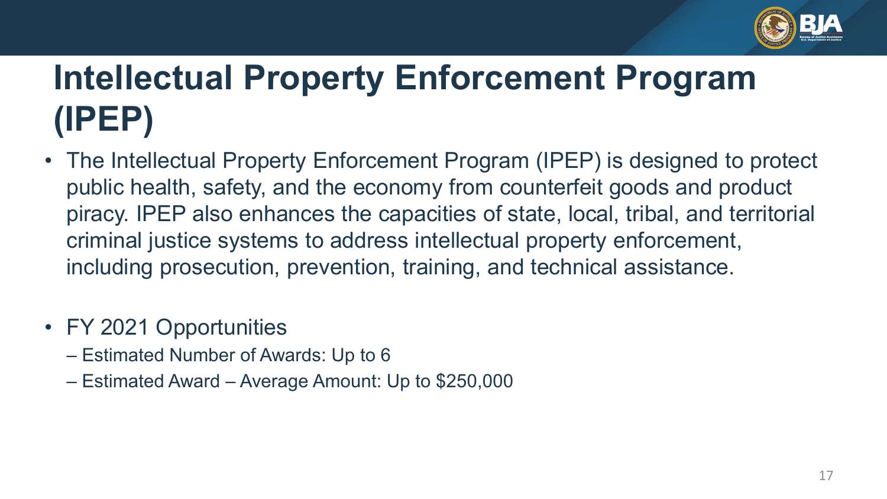# Intellectual Property Enforcement Program (IPEP)

- The Intellectual Property Enforcement Program (IPEP) is designed to protect public health, safety, and the economy from counterfeit goods and product piracy. IPEP also enhances the capacities of state, local, tribal, and territorial criminal justice systems to address intellectual property enforcement, including prosecution, prevention, training, and technical assistance.

- FY 2021 Opportunities
  - Estimated Number of Awards: Up to 6
  - Estimated Award – Average Amount: Up to $250,000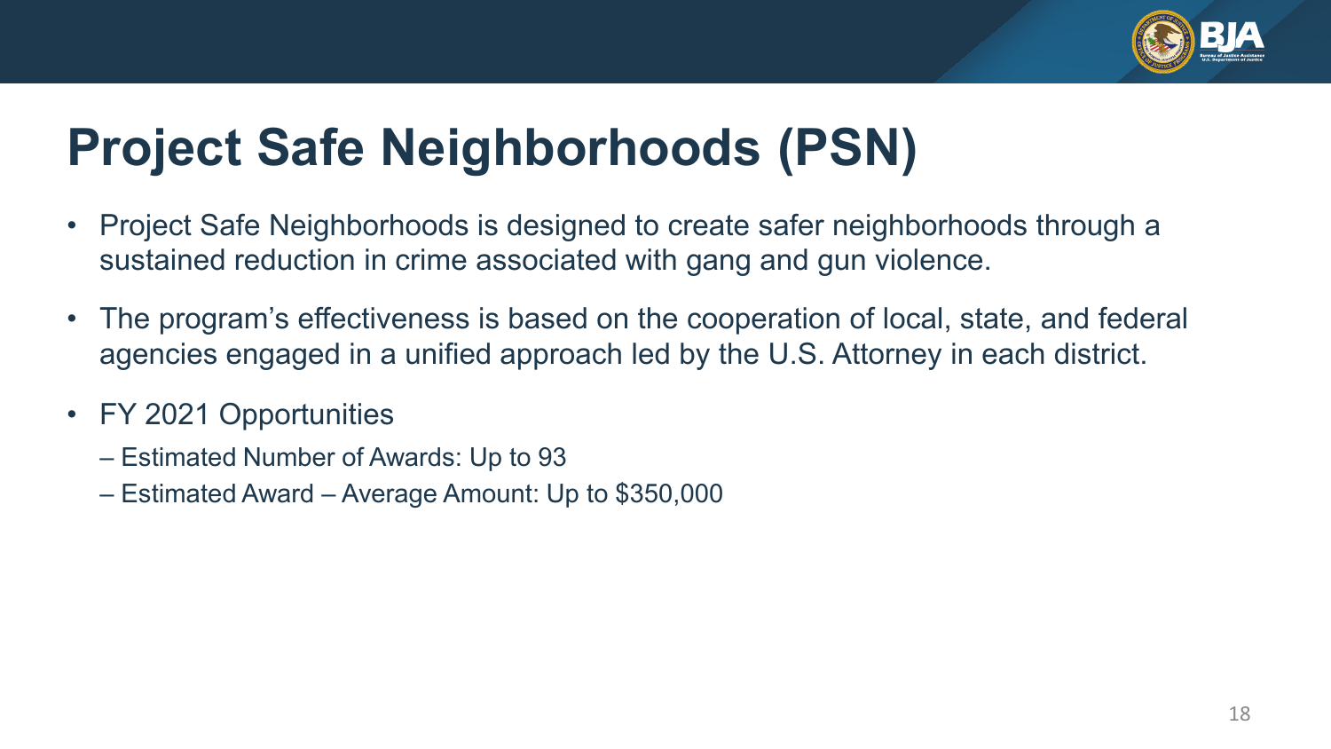# Project Safe Neighborhoods (PSN)

- Project Safe Neighborhoods is designed to create safer neighborhoods through a sustained reduction in crime associated with gang and gun violence.
- The program's effectiveness is based on the cooperation of local, state, and federal agencies engaged in a unified approach led by the U.S. Attorney in each district.
- FY 2021 Opportunities
  - Estimated Number of Awards: Up to 93
  - Estimated Award – Average Amount: Up to $350,000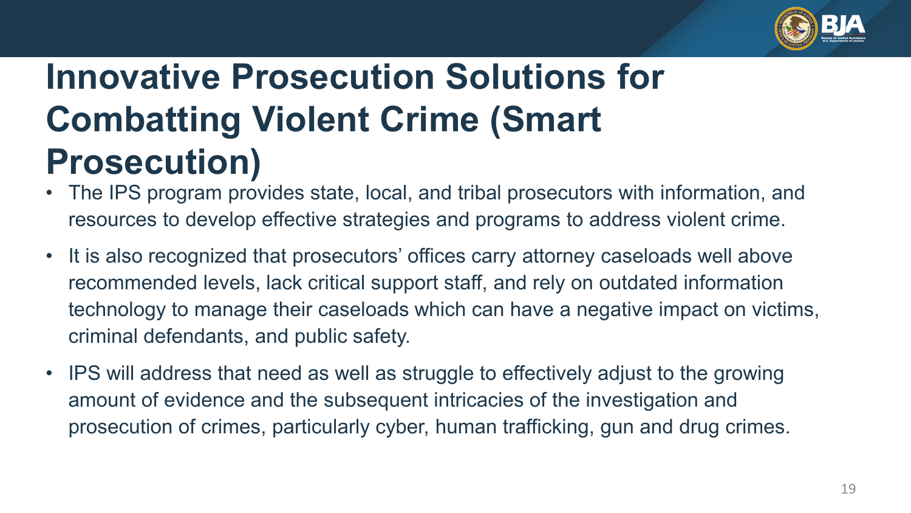# Innovative Prosecution Solutions for Combatting Violent Crime (Smart Prosecution)

- The IPS program provides state, local, and tribal prosecutors with information, and resources to develop effective strategies and programs to address violent crime.
- It is also recognized that prosecutors' offices carry attorney caseloads well above recommended levels, lack critical support staff, and rely on outdated information technology to manage their caseloads which can have a negative impact on victims, criminal defendants, and public safety.
- IPS will address that need as well as struggle to effectively adjust to the growing amount of evidence and the subsequent intricacies of the investigation and prosecution of crimes, particularly cyber, human trafficking, gun and drug crimes.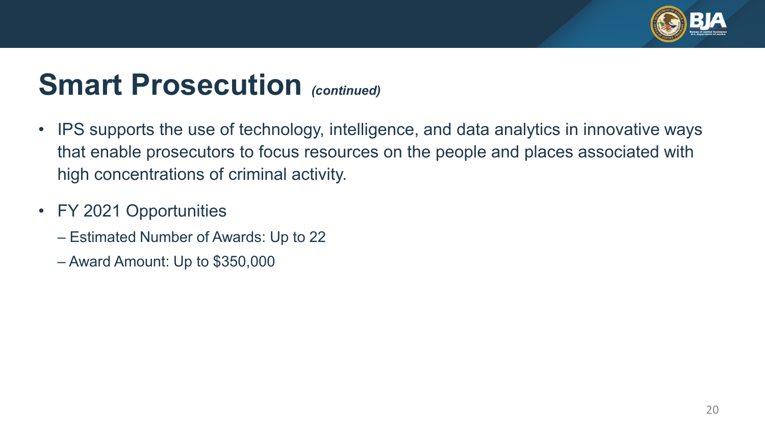# Smart Prosecution *(continued)*

- IPS supports the use of technology, intelligence, and data analytics in innovative ways that enable prosecutors to focus resources on the people and places associated with high concentrations of criminal activity.
- FY 2021 Opportunities
  - Estimated Number of Awards: Up to 22
  - Award Amount: Up to $350,000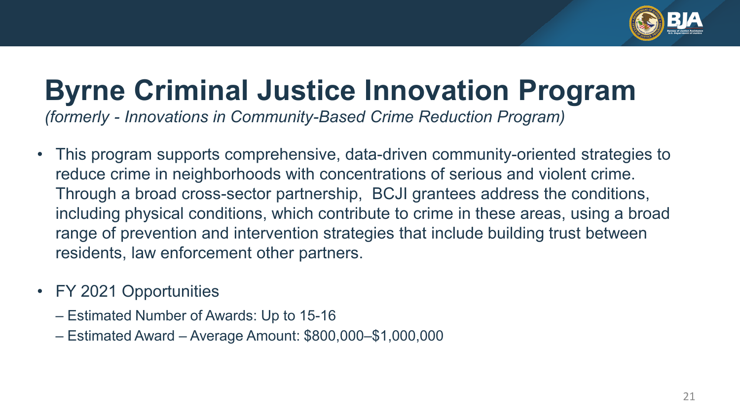# Byrne Criminal Justice Innovation Program

*(formerly - Innovations in Community-Based Crime Reduction Program)*

- This program supports comprehensive, data-driven community-oriented strategies to reduce crime in neighborhoods with concentrations of serious and violent crime. Through a broad cross-sector partnership, BCJI grantees address the conditions, including physical conditions, which contribute to crime in these areas, using a broad range of prevention and intervention strategies that include building trust between residents, law enforcement other partners.
- FY 2021 Opportunities
  - Estimated Number of Awards: Up to 15-16
  - Estimated Award – Average Amount: $800,000–$1,000,000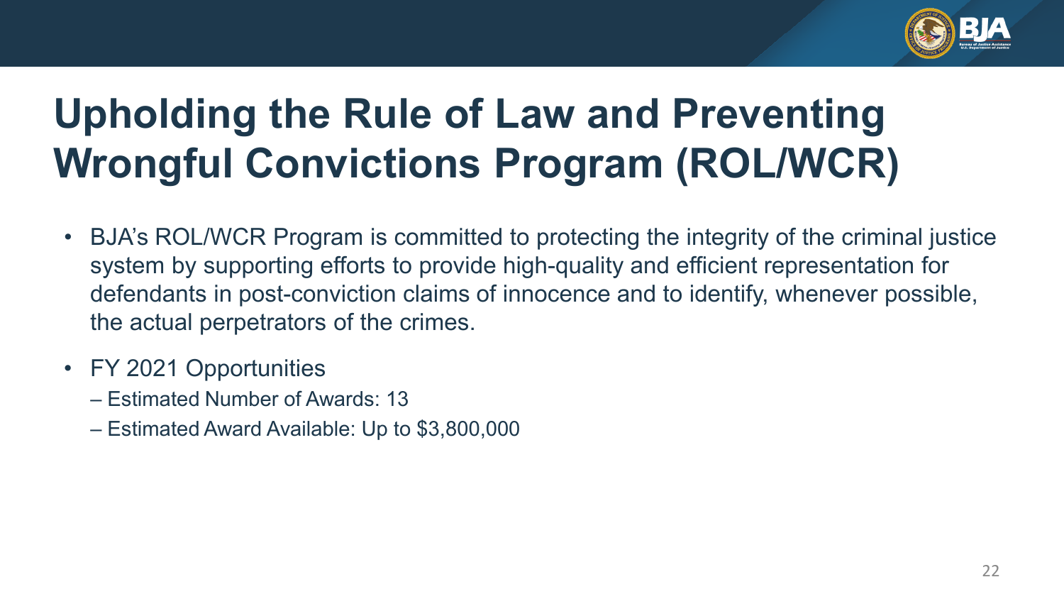# Upholding the Rule of Law and Preventing Wrongful Convictions Program (ROL/WCR)

- BJA's ROL/WCR Program is committed to protecting the integrity of the criminal justice system by supporting efforts to provide high-quality and efficient representation for defendants in post-conviction claims of innocence and to identify, whenever possible, the actual perpetrators of the crimes.
- FY 2021 Opportunities
  - Estimated Number of Awards: 13
  - Estimated Award Available: Up to $3,800,000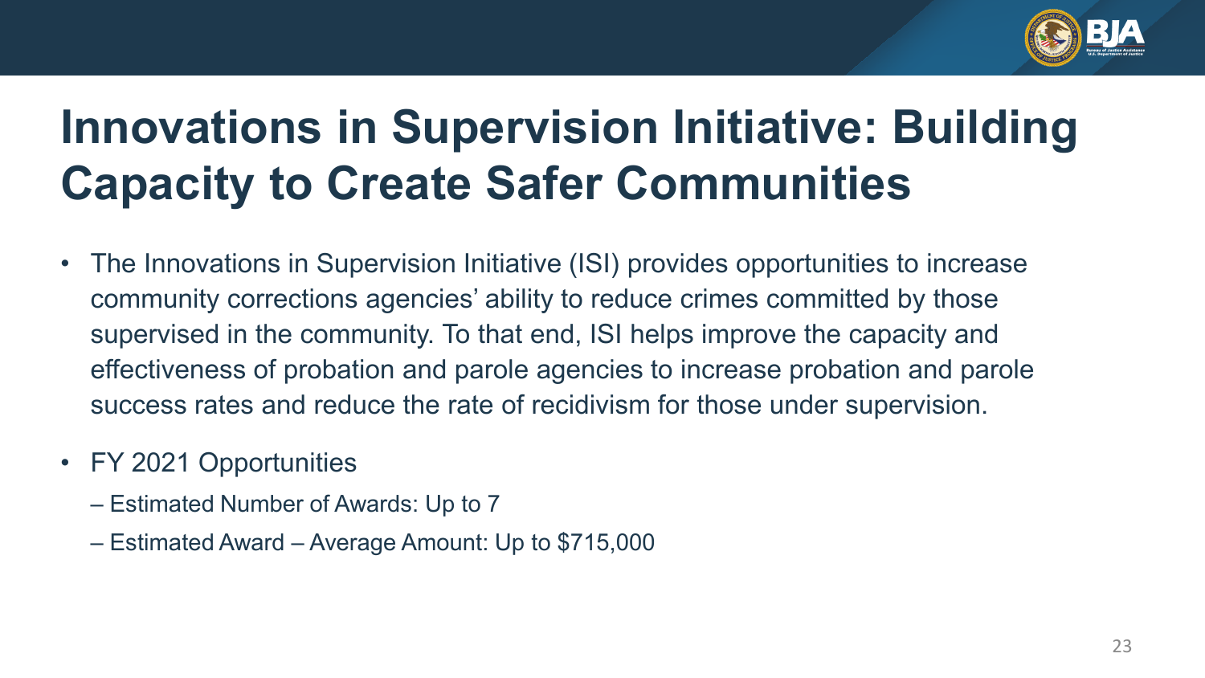# Innovations in Supervision Initiative: Building Capacity to Create Safer Communities

- The Innovations in Supervision Initiative (ISI) provides opportunities to increase community corrections agencies' ability to reduce crimes committed by those supervised in the community. To that end, ISI helps improve the capacity and effectiveness of probation and parole agencies to increase probation and parole success rates and reduce the rate of recidivism for those under supervision.
- FY 2021 Opportunities
  - Estimated Number of Awards: Up to 7
  - Estimated Award – Average Amount: Up to $715,000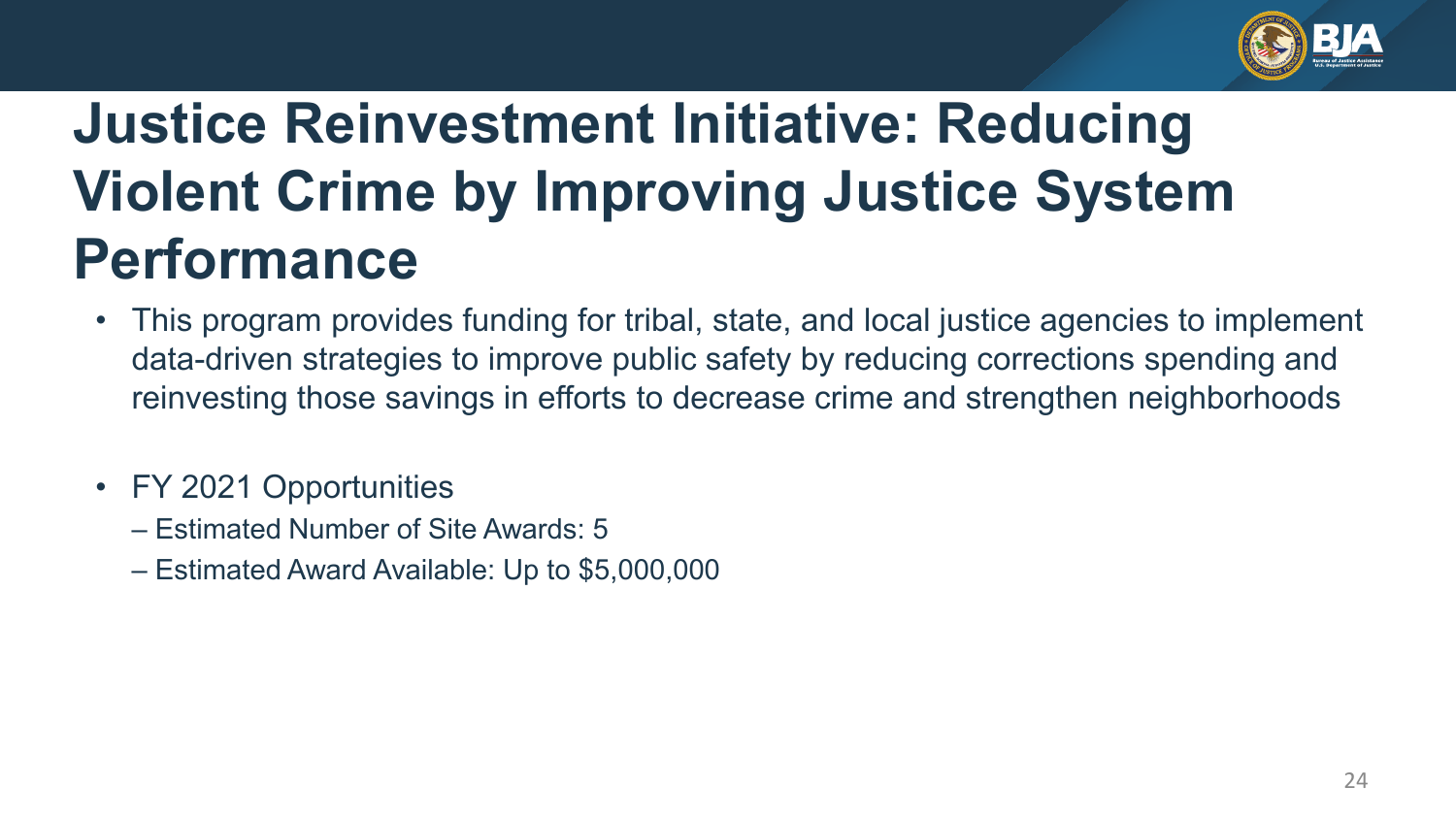# Justice Reinvestment Initiative: Reducing Violent Crime by Improving Justice System Performance

- This program provides funding for tribal, state, and local justice agencies to implement data-driven strategies to improve public safety by reducing corrections spending and reinvesting those savings in efforts to decrease crime and strengthen neighborhoods

- FY 2021 Opportunities
  - Estimated Number of Site Awards: 5
  - Estimated Award Available: Up to $5,000,000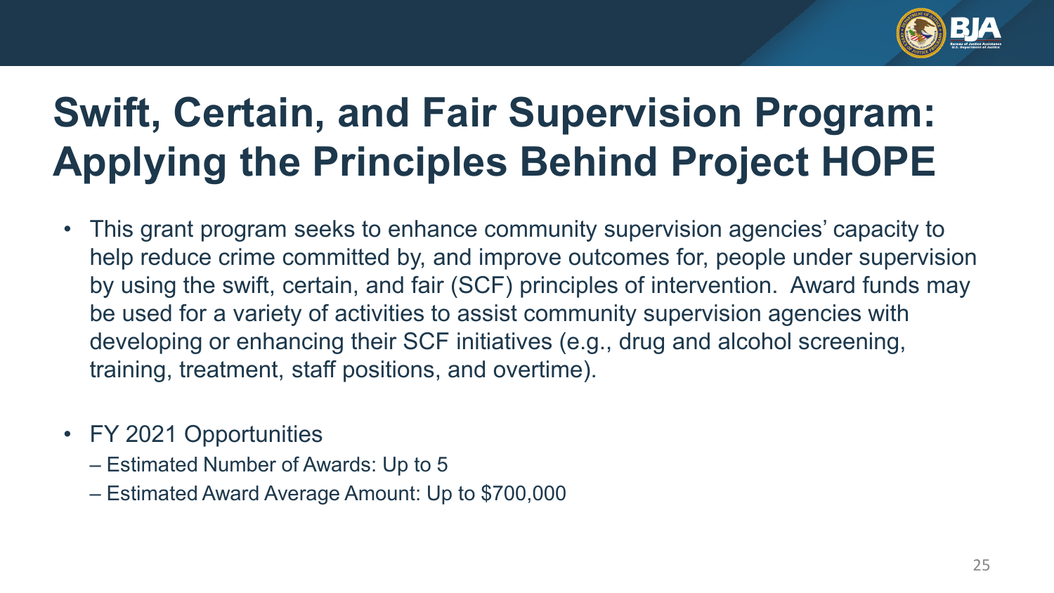# Swift, Certain, and Fair Supervision Program: Applying the Principles Behind Project HOPE

- This grant program seeks to enhance community supervision agencies' capacity to help reduce crime committed by, and improve outcomes for, people under supervision by using the swift, certain, and fair (SCF) principles of intervention. Award funds may be used for a variety of activities to assist community supervision agencies with developing or enhancing their SCF initiatives (e.g., drug and alcohol screening, training, treatment, staff positions, and overtime).

- FY 2021 Opportunities
  - Estimated Number of Awards: Up to 5
  - Estimated Award Average Amount: Up to $700,000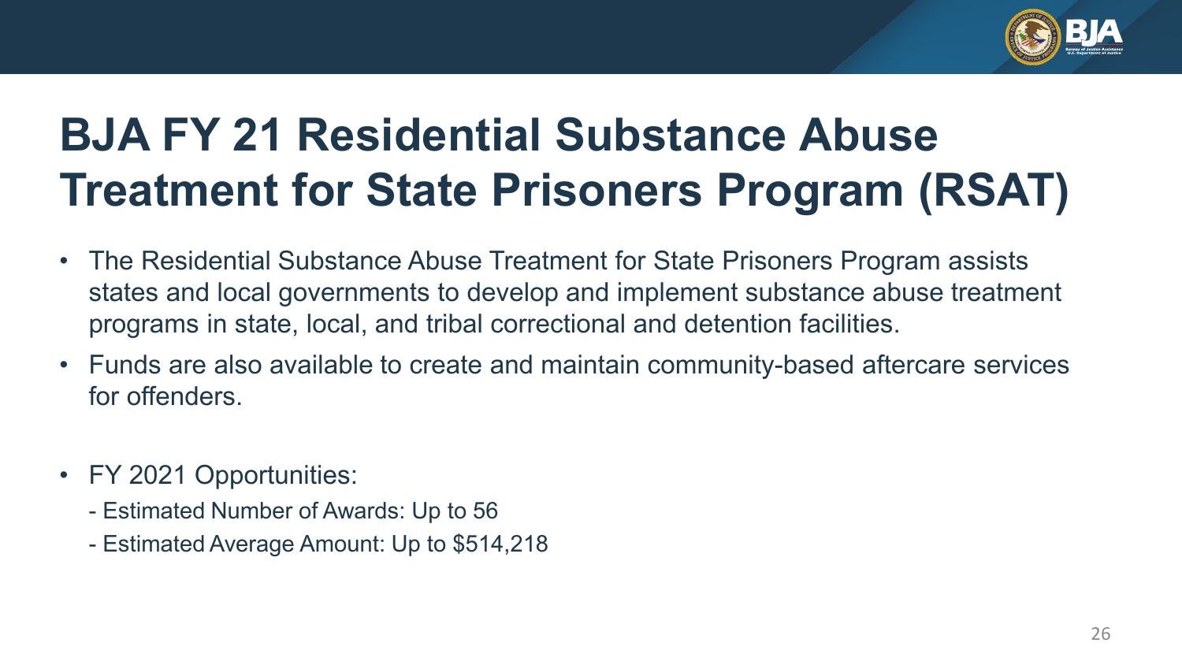# BJA FY 21 Residential Substance Abuse Treatment for State Prisoners Program (RSAT)

- The Residential Substance Abuse Treatment for State Prisoners Program assists states and local governments to develop and implement substance abuse treatment programs in state, local, and tribal correctional and detention facilities.
- Funds are also available to create and maintain community-based aftercare services for offenders.
- FY 2021 Opportunities:
  - Estimated Number of Awards: Up to 56
  - Estimated Average Amount: Up to $514,218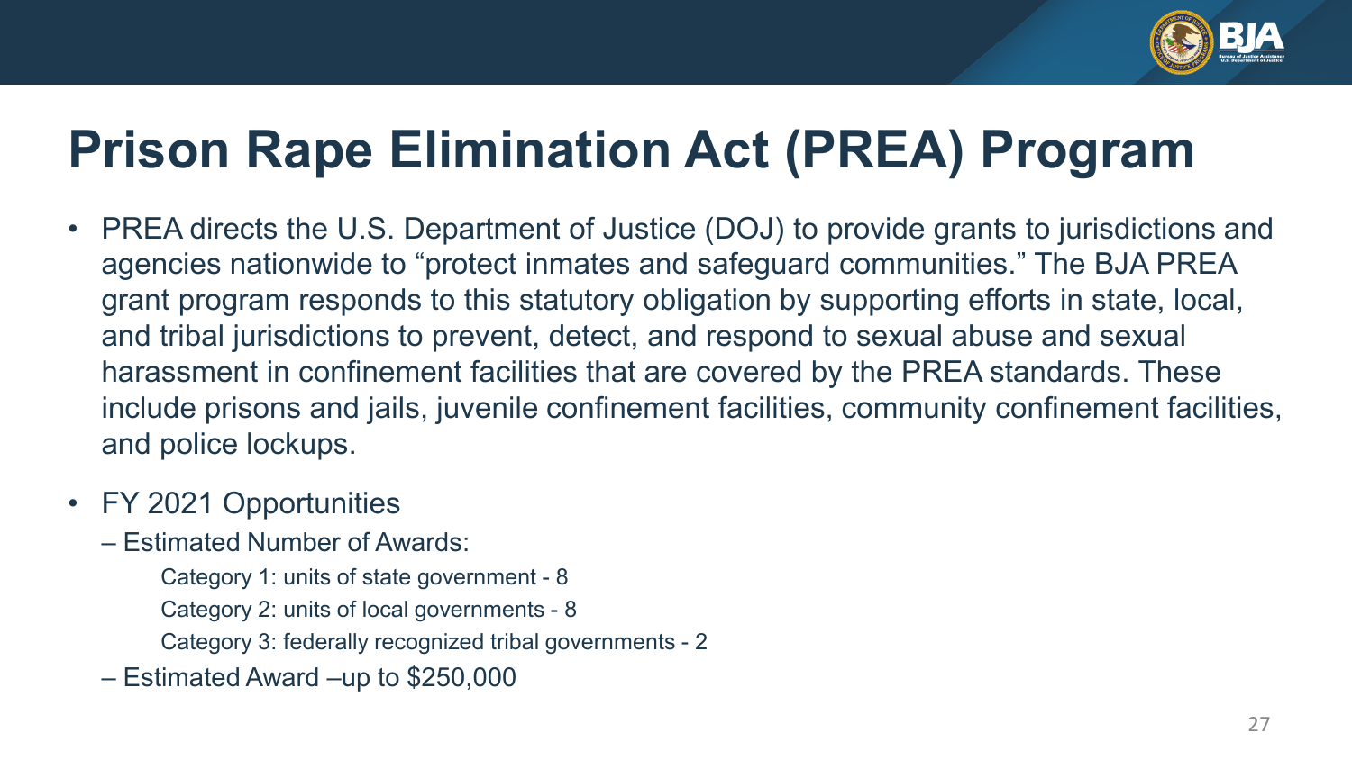# Prison Rape Elimination Act (PREA) Program

- PREA directs the U.S. Department of Justice (DOJ) to provide grants to jurisdictions and agencies nationwide to "protect inmates and safeguard communities." The BJA PREA grant program responds to this statutory obligation by supporting efforts in state, local, and tribal jurisdictions to prevent, detect, and respond to sexual abuse and sexual harassment in confinement facilities that are covered by the PREA standards. These include prisons and jails, juvenile confinement facilities, community confinement facilities, and police lockups.
- FY 2021 Opportunities
  - Estimated Number of Awards:
    - Category 1: units of state government - 8
    - Category 2: units of local governments - 8
    - Category 3: federally recognized tribal governments - 2
  - Estimated Award –up to $250,000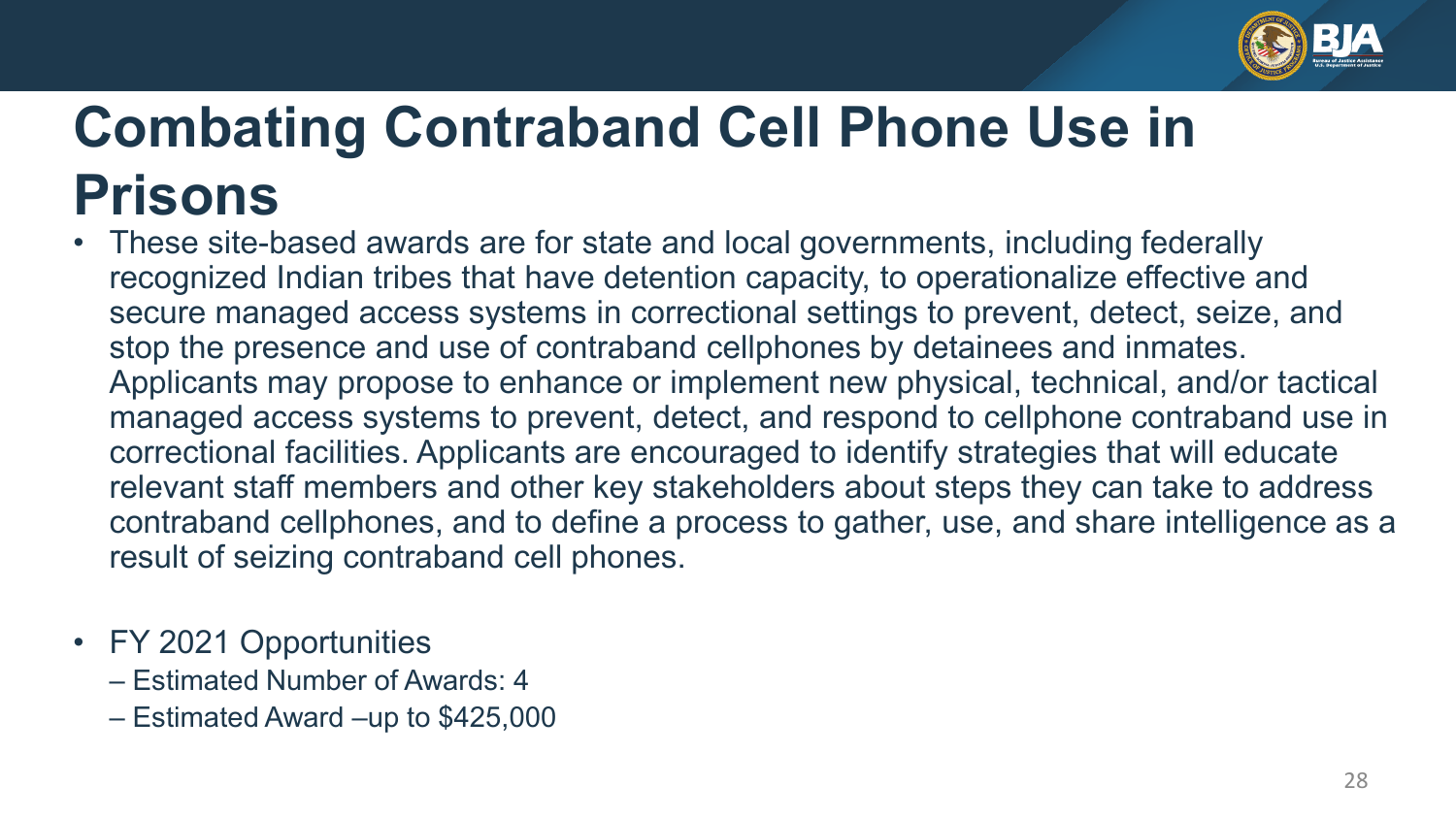# Combating Contraband Cell Phone Use in Prisons

- These site-based awards are for state and local governments, including federally recognized Indian tribes that have detention capacity, to operationalize effective and secure managed access systems in correctional settings to prevent, detect, seize, and stop the presence and use of contraband cellphones by detainees and inmates. Applicants may propose to enhance or implement new physical, technical, and/or tactical managed access systems to prevent, detect, and respond to cellphone contraband use in correctional facilities. Applicants are encouraged to identify strategies that will educate relevant staff members and other key stakeholders about steps they can take to address contraband cellphones, and to define a process to gather, use, and share intelligence as a result of seizing contraband cell phones.

- FY 2021 Opportunities
  - Estimated Number of Awards: 4
  - Estimated Award –up to $425,000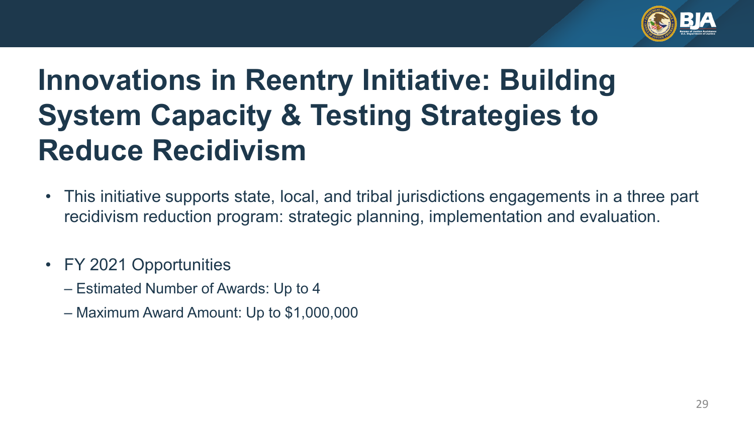# Innovations in Reentry Initiative: Building System Capacity & Testing Strategies to Reduce Recidivism

- This initiative supports state, local, and tribal jurisdictions engagements in a three part recidivism reduction program: strategic planning, implementation and evaluation.
- FY 2021 Opportunities
  - Estimated Number of Awards: Up to 4
  - Maximum Award Amount: Up to $1,000,000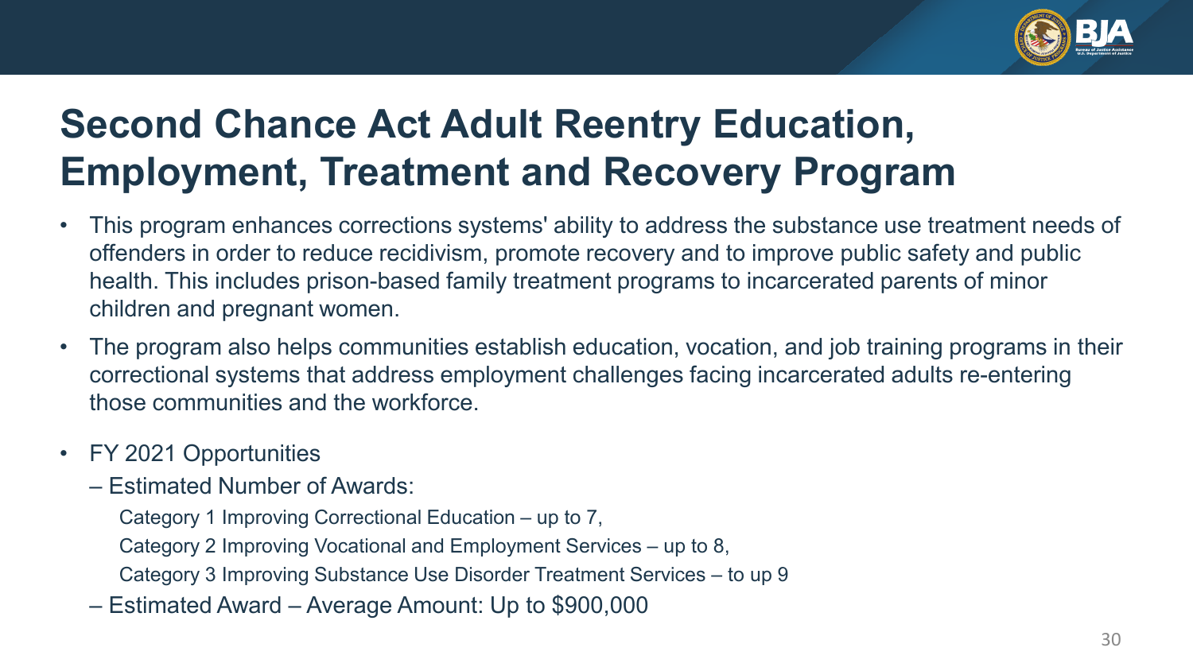# Second Chance Act Adult Reentry Education, Employment, Treatment and Recovery Program

- This program enhances corrections systems' ability to address the substance use treatment needs of offenders in order to reduce recidivism, promote recovery and to improve public safety and public health. This includes prison-based family treatment programs to incarcerated parents of minor children and pregnant women.
- The program also helps communities establish education, vocation, and job training programs in their correctional systems that address employment challenges facing incarcerated adults re-entering those communities and the workforce.
- FY 2021 Opportunities
  - Estimated Number of Awards:
    - Category 1 Improving Correctional Education – up to 7,
    - Category 2 Improving Vocational and Employment Services – up to 8,
    - Category 3 Improving Substance Use Disorder Treatment Services – to up 9
  - Estimated Award – Average Amount: Up to $900,000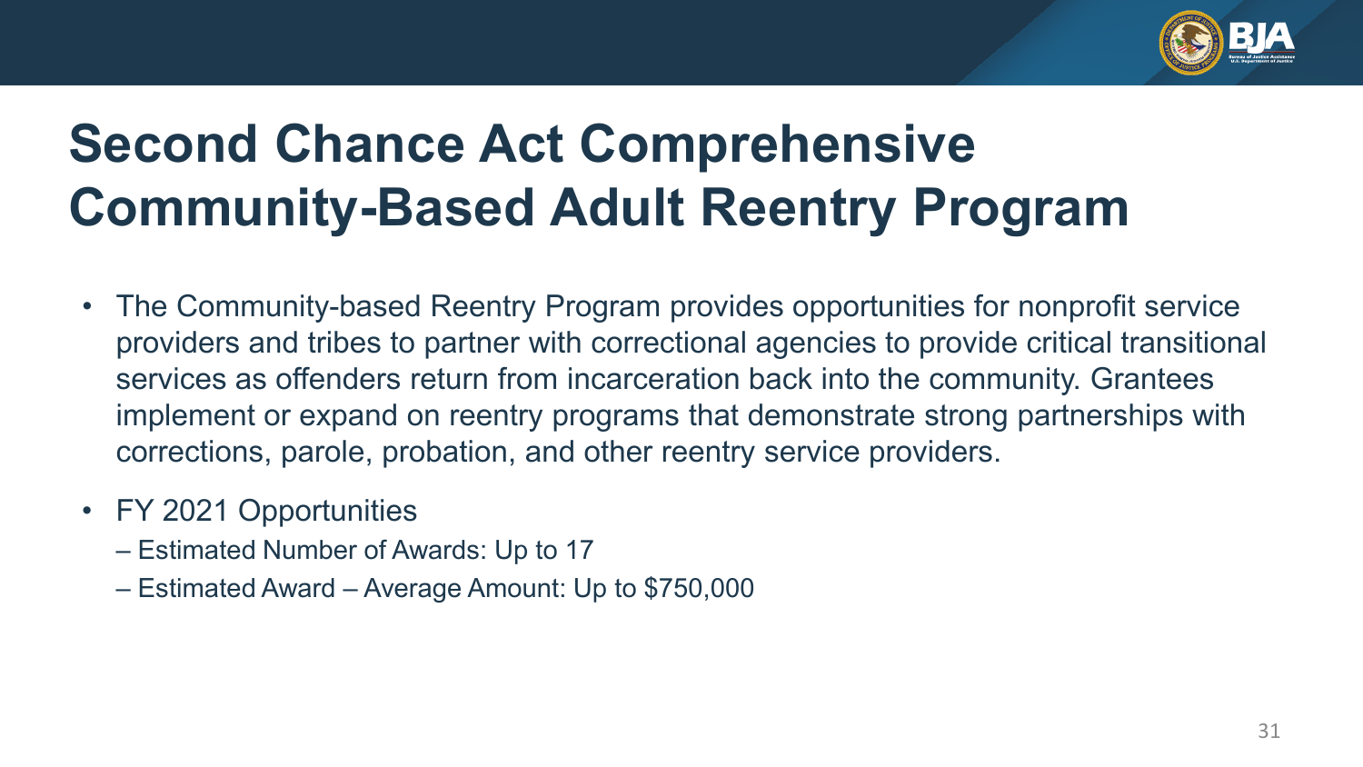# Second Chance Act Comprehensive Community-Based Adult Reentry Program

- The Community-based Reentry Program provides opportunities for nonprofit service providers and tribes to partner with correctional agencies to provide critical transitional services as offenders return from incarceration back into the community. Grantees implement or expand on reentry programs that demonstrate strong partnerships with corrections, parole, probation, and other reentry service providers.
- FY 2021 Opportunities
  - Estimated Number of Awards: Up to 17
  - Estimated Award – Average Amount: Up to $750,000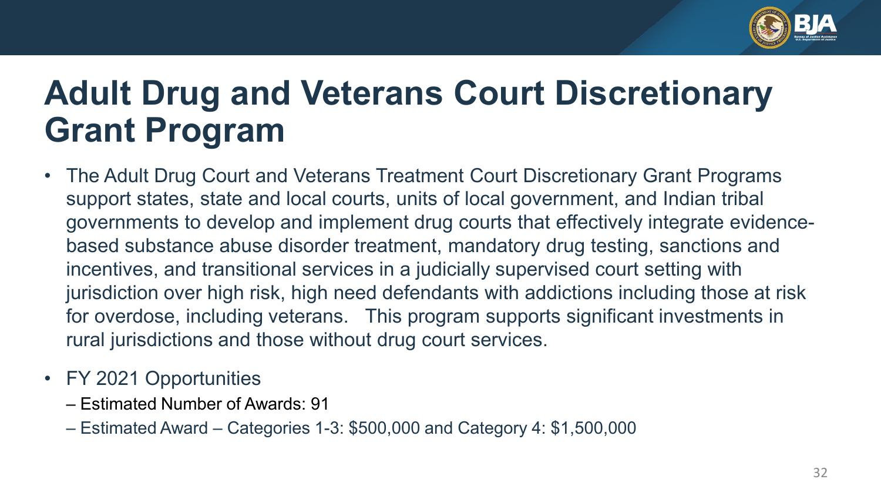# Adult Drug and Veterans Court Discretionary Grant Program

- The Adult Drug Court and Veterans Treatment Court Discretionary Grant Programs support states, state and local courts, units of local government, and Indian tribal governments to develop and implement drug courts that effectively integrate evidence-based substance abuse disorder treatment, mandatory drug testing, sanctions and incentives, and transitional services in a judicially supervised court setting with jurisdiction over high risk, high need defendants with addictions including those at risk for overdose, including veterans. This program supports significant investments in rural jurisdictions and those without drug court services.
- FY 2021 Opportunities
  - Estimated Number of Awards: 91
  - Estimated Award – Categories 1-3: $500,000 and Category 4: $1,500,000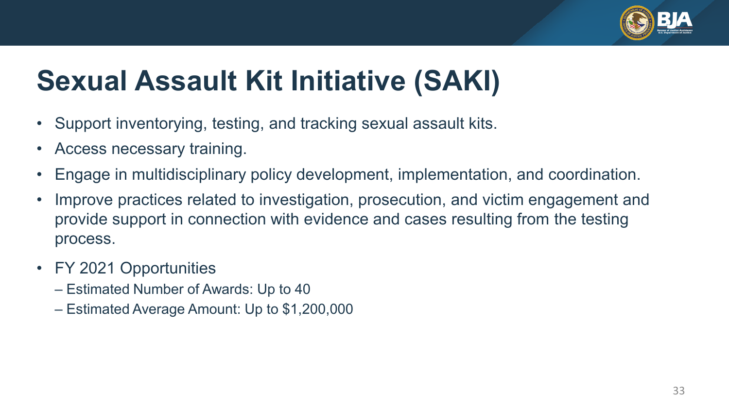# Sexual Assault Kit Initiative (SAKI)

- Support inventorying, testing, and tracking sexual assault kits.
- Access necessary training.
- Engage in multidisciplinary policy development, implementation, and coordination.
- Improve practices related to investigation, prosecution, and victim engagement and provide support in connection with evidence and cases resulting from the testing process.
- FY 2021 Opportunities
  - Estimated Number of Awards: Up to 40
  - Estimated Average Amount: Up to $1,200,000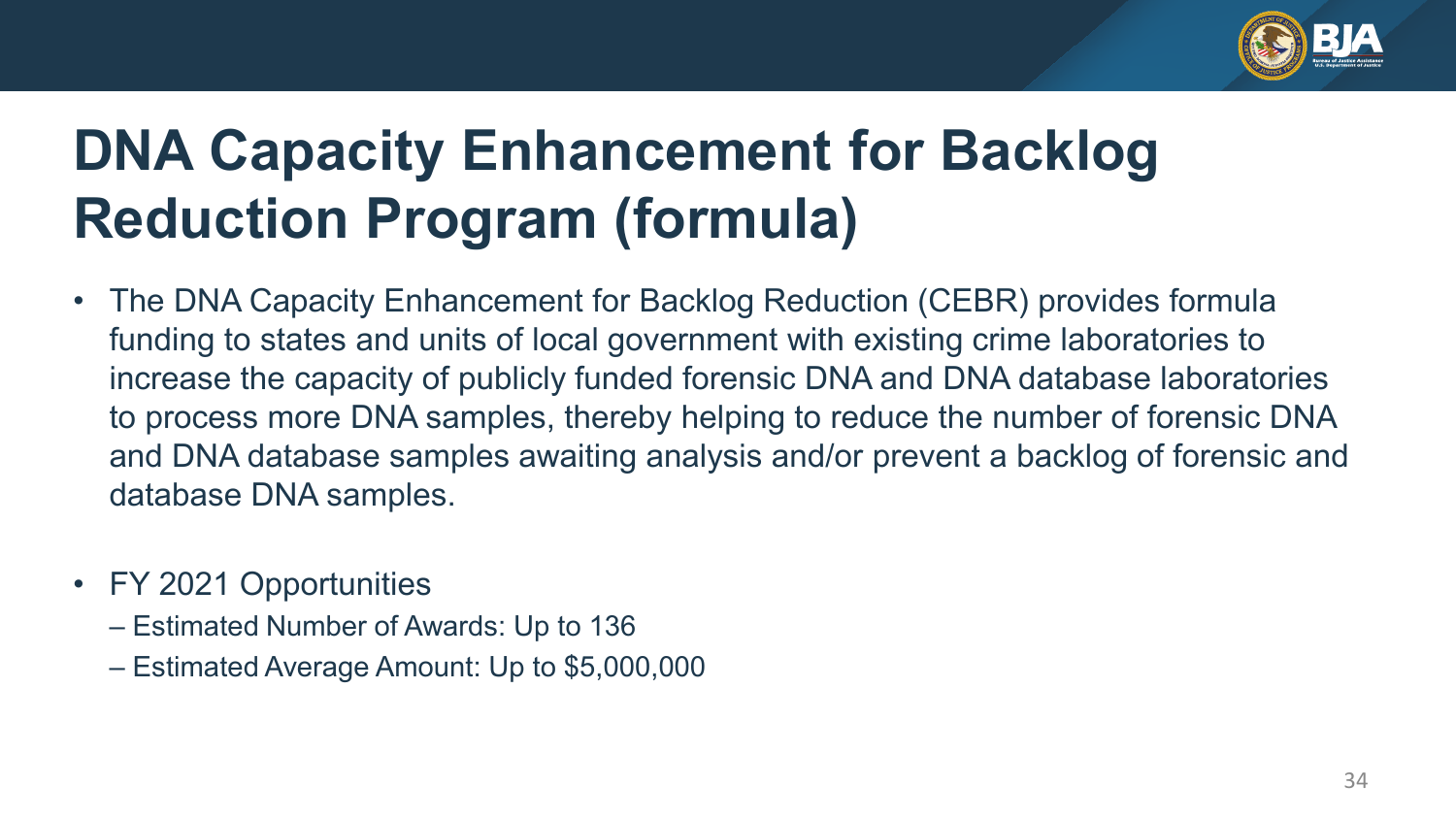# DNA Capacity Enhancement for Backlog Reduction Program (formula)

- The DNA Capacity Enhancement for Backlog Reduction (CEBR) provides formula funding to states and units of local government with existing crime laboratories to increase the capacity of publicly funded forensic DNA and DNA database laboratories to process more DNA samples, thereby helping to reduce the number of forensic DNA and DNA database samples awaiting analysis and/or prevent a backlog of forensic and database DNA samples.

- FY 2021 Opportunities
  - Estimated Number of Awards: Up to 136
  - Estimated Average Amount: Up to $5,000,000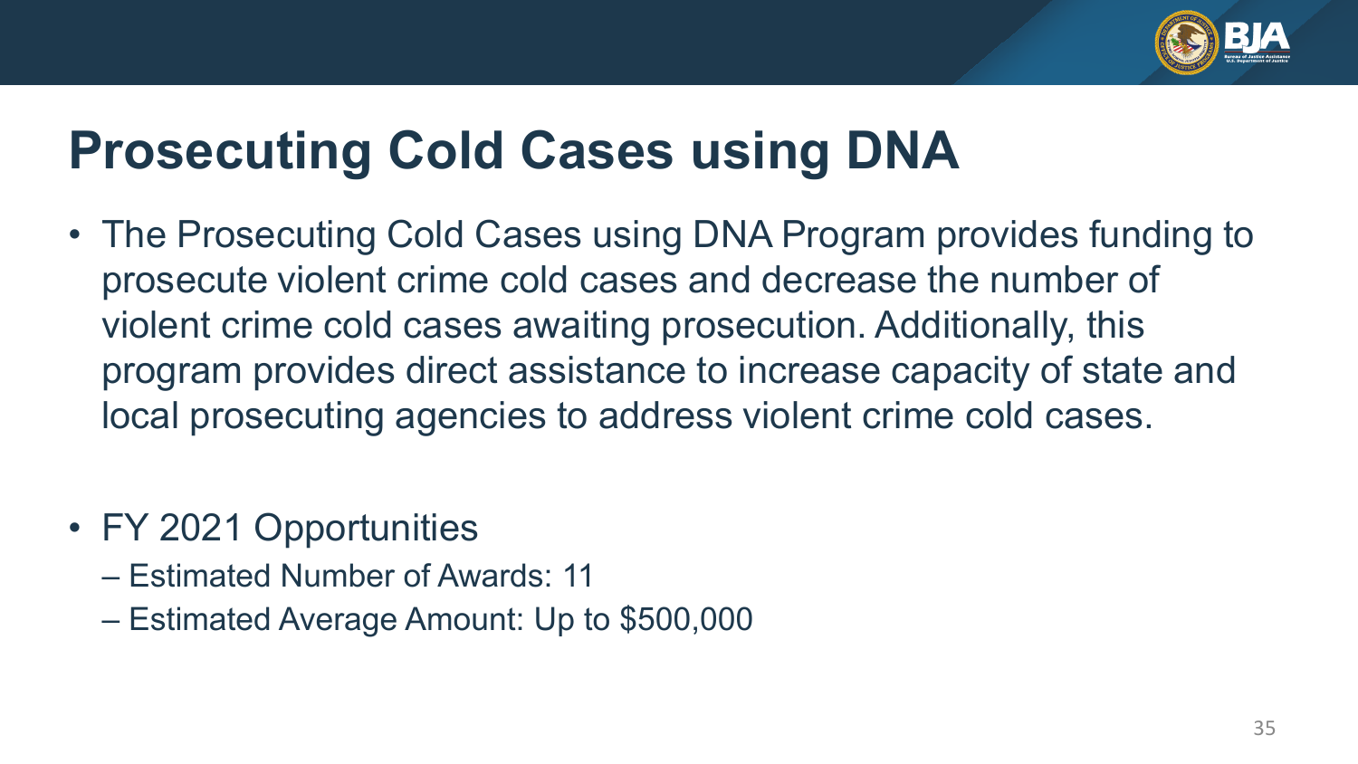# Prosecuting Cold Cases using DNA

- The Prosecuting Cold Cases using DNA Program provides funding to prosecute violent crime cold cases and decrease the number of violent crime cold cases awaiting prosecution. Additionally, this program provides direct assistance to increase capacity of state and local prosecuting agencies to address violent crime cold cases.

- FY 2021 Opportunities
  - Estimated Number of Awards: 11
  - Estimated Average Amount: Up to $500,000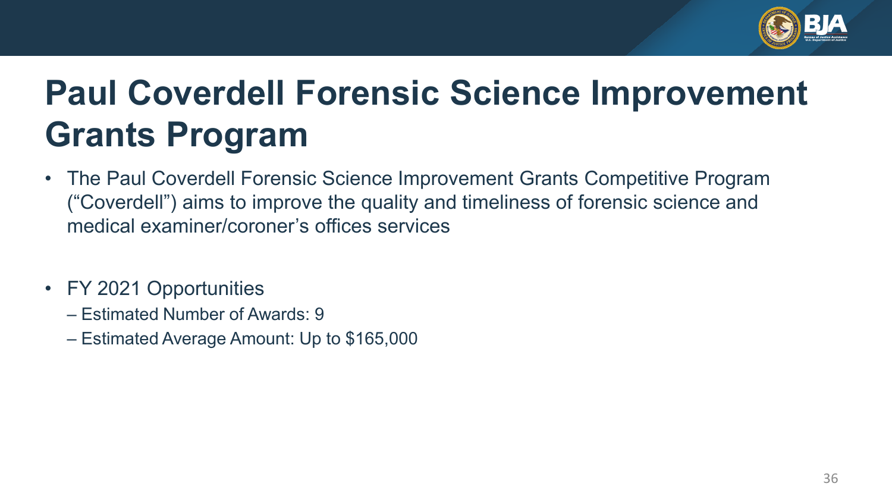# Paul Coverdell Forensic Science Improvement Grants Program

- The Paul Coverdell Forensic Science Improvement Grants Competitive Program ("Coverdell") aims to improve the quality and timeliness of forensic science and medical examiner/coroner's offices services

- FY 2021 Opportunities
  - Estimated Number of Awards: 9
  - Estimated Average Amount: Up to $165,000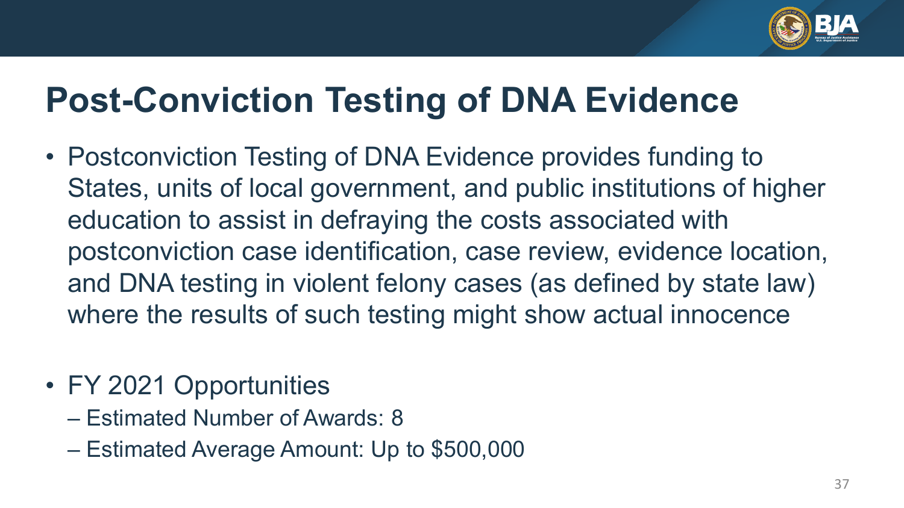# Post-Conviction Testing of DNA Evidence

- Postconviction Testing of DNA Evidence provides funding to States, units of local government, and public institutions of higher education to assist in defraying the costs associated with postconviction case identification, case review, evidence location, and DNA testing in violent felony cases (as defined by state law) where the results of such testing might show actual innocence

- FY 2021 Opportunities
  – Estimated Number of Awards: 8
  – Estimated Average Amount: Up to $500,000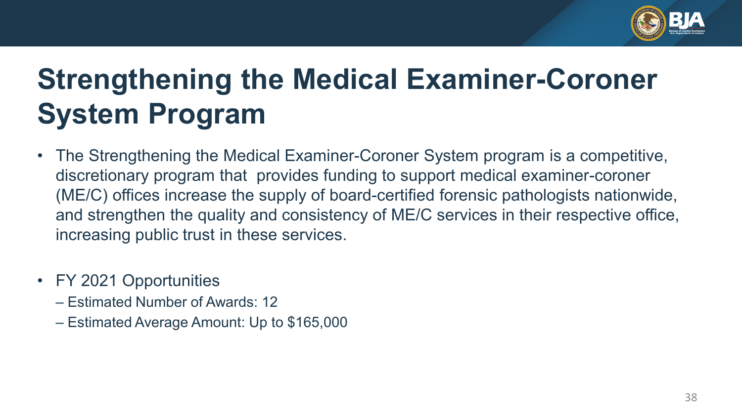# Strengthening the Medical Examiner-Coroner System Program

- The Strengthening the Medical Examiner-Coroner System program is a competitive, discretionary program that provides funding to support medical examiner-coroner (ME/C) offices increase the supply of board-certified forensic pathologists nationwide, and strengthen the quality and consistency of ME/C services in their respective office, increasing public trust in these services.

- FY 2021 Opportunities
  - Estimated Number of Awards: 12
  - Estimated Average Amount: Up to $165,000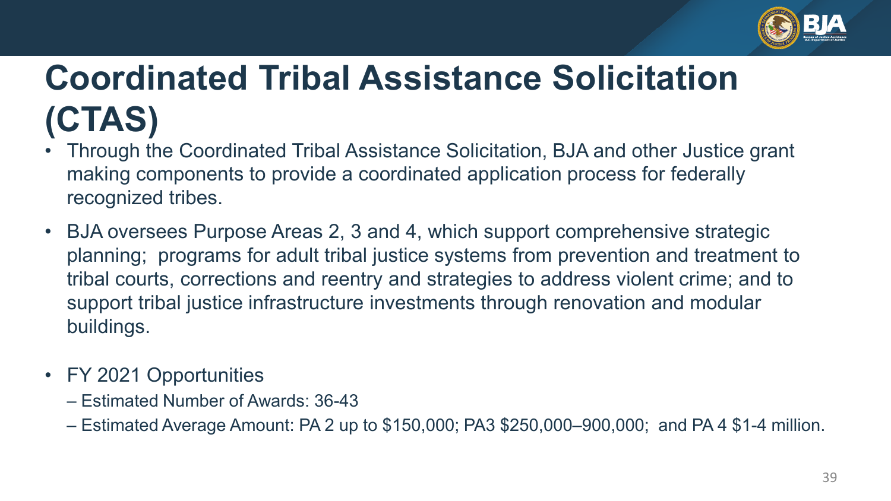# Coordinated Tribal Assistance Solicitation (CTAS)

- Through the Coordinated Tribal Assistance Solicitation, BJA and other Justice grant making components to provide a coordinated application process for federally recognized tribes.
- BJA oversees Purpose Areas 2, 3 and 4, which support comprehensive strategic planning; programs for adult tribal justice systems from prevention and treatment to tribal courts, corrections and reentry and strategies to address violent crime; and to support tribal justice infrastructure investments through renovation and modular buildings.
- FY 2021 Opportunities
  - Estimated Number of Awards: 36-43
  - Estimated Average Amount: PA 2 up to $150,000; PA3 $250,000–900,000; and PA 4 $1-4 million.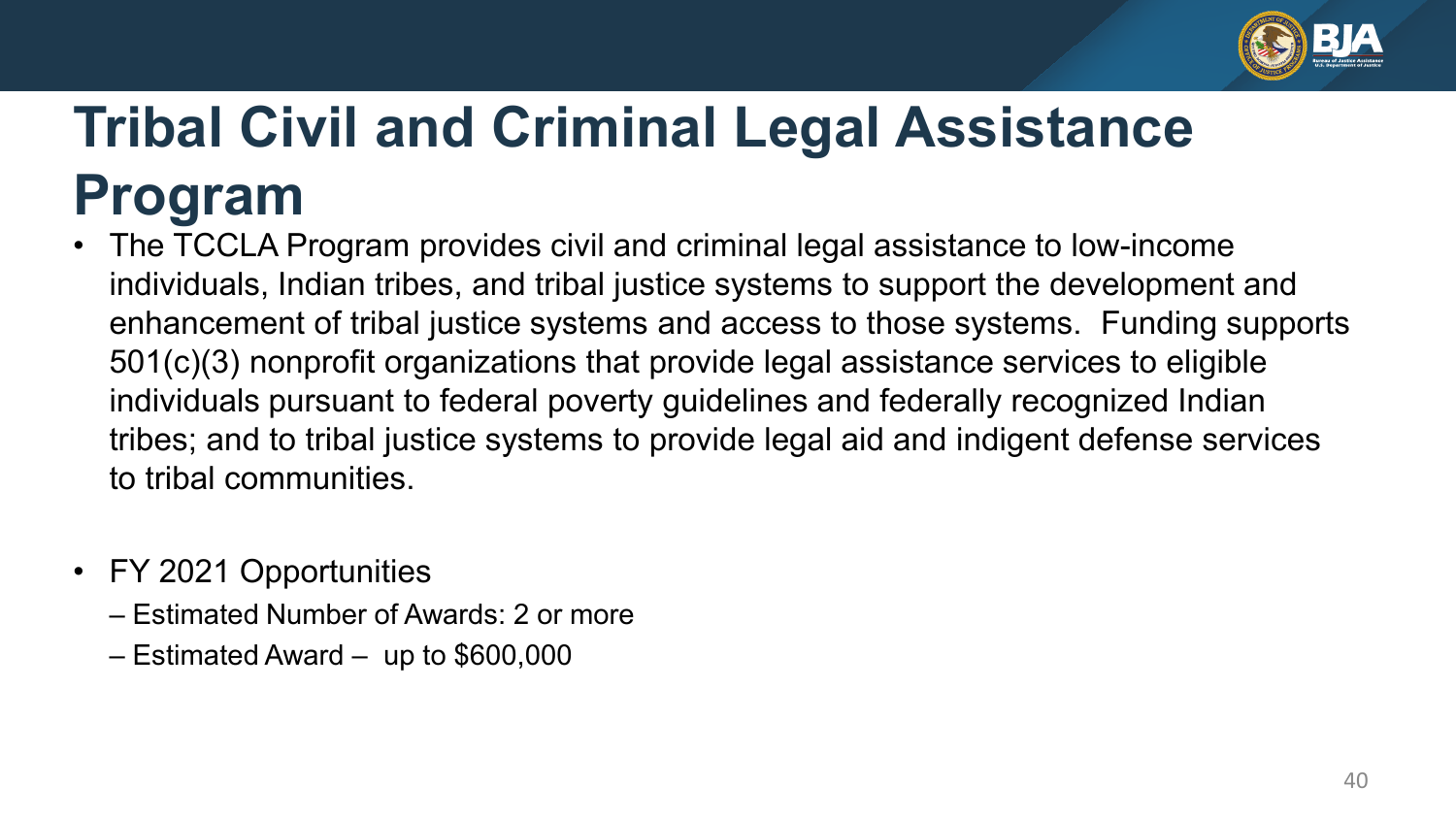# Tribal Civil and Criminal Legal Assistance Program

- The TCCLA Program provides civil and criminal legal assistance to low-income individuals, Indian tribes, and tribal justice systems to support the development and enhancement of tribal justice systems and access to those systems. Funding supports 501(c)(3) nonprofit organizations that provide legal assistance services to eligible individuals pursuant to federal poverty guidelines and federally recognized Indian tribes; and to tribal justice systems to provide legal aid and indigent defense services to tribal communities.

- FY 2021 Opportunities
  - Estimated Number of Awards: 2 or more
  - Estimated Award – up to $600,000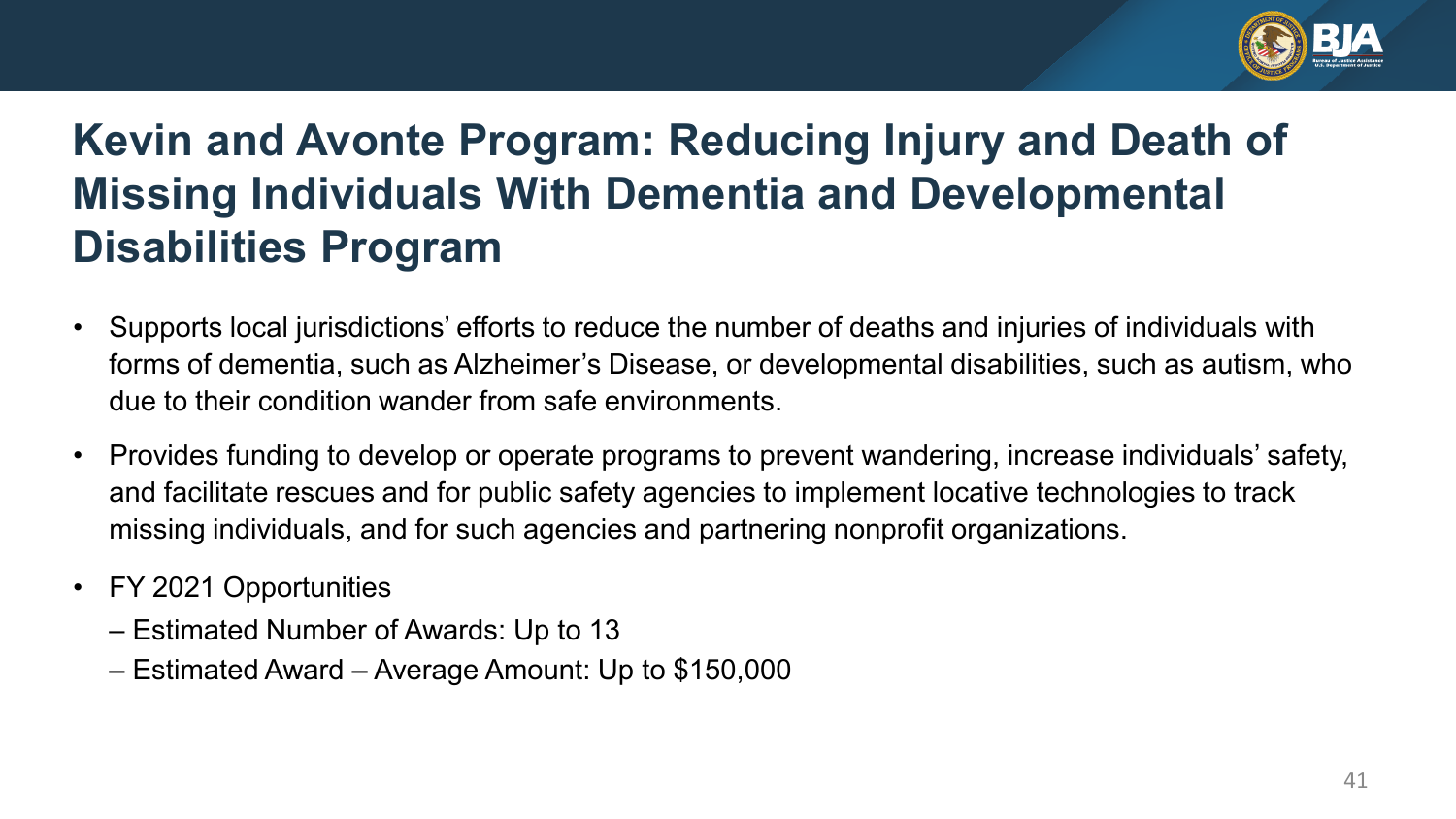# Kevin and Avonte Program: Reducing Injury and Death of Missing Individuals With Dementia and Developmental Disabilities Program

- Supports local jurisdictions' efforts to reduce the number of deaths and injuries of individuals with forms of dementia, such as Alzheimer's Disease, or developmental disabilities, such as autism, who due to their condition wander from safe environments.
- Provides funding to develop or operate programs to prevent wandering, increase individuals' safety, and facilitate rescues and for public safety agencies to implement locative technologies to track missing individuals, and for such agencies and partnering nonprofit organizations.
- FY 2021 Opportunities
  - Estimated Number of Awards: Up to 13
  - Estimated Award – Average Amount: Up to $150,000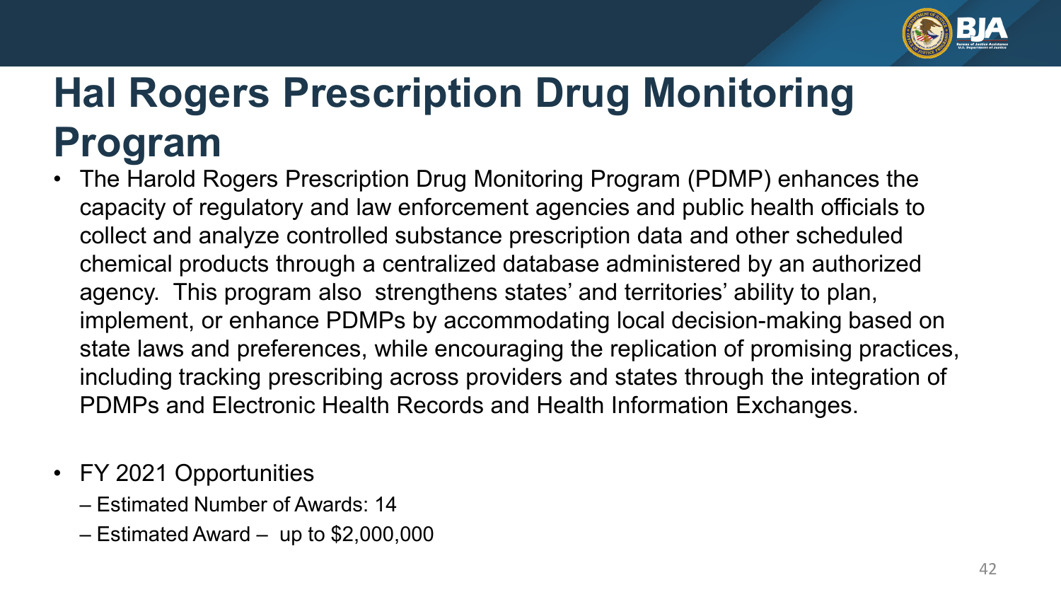# Hal Rogers Prescription Drug Monitoring Program

- The Harold Rogers Prescription Drug Monitoring Program (PDMP) enhances the capacity of regulatory and law enforcement agencies and public health officials to collect and analyze controlled substance prescription data and other scheduled chemical products through a centralized database administered by an authorized agency. This program also strengthens states' and territories' ability to plan, implement, or enhance PDMPs by accommodating local decision-making based on state laws and preferences, while encouraging the replication of promising practices, including tracking prescribing across providers and states through the integration of PDMPs and Electronic Health Records and Health Information Exchanges.

- FY 2021 Opportunities
  - Estimated Number of Awards: 14
  - Estimated Award – up to $2,000,000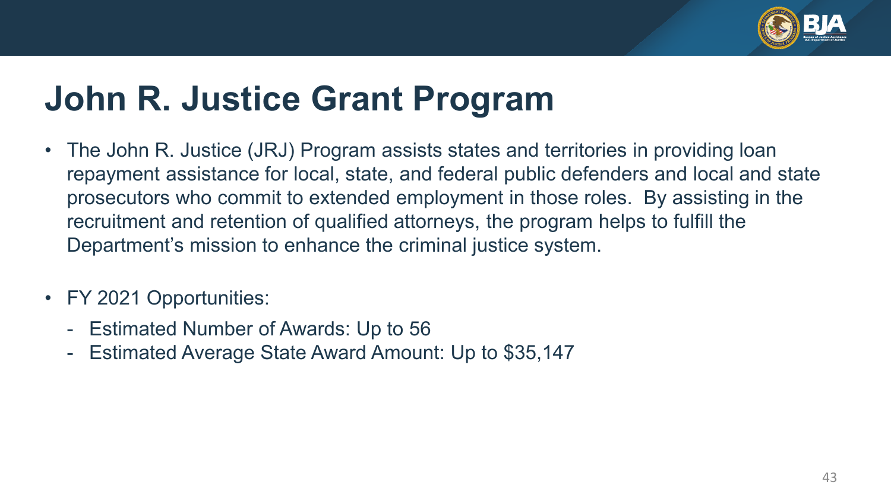# John R. Justice Grant Program

- The John R. Justice (JRJ) Program assists states and territories in providing loan repayment assistance for local, state, and federal public defenders and local and state prosecutors who commit to extended employment in those roles. By assisting in the recruitment and retention of qualified attorneys, the program helps to fulfill the Department's mission to enhance the criminal justice system.
- FY 2021 Opportunities:
  - Estimated Number of Awards: Up to 56
  - Estimated Average State Award Amount: Up to $35,147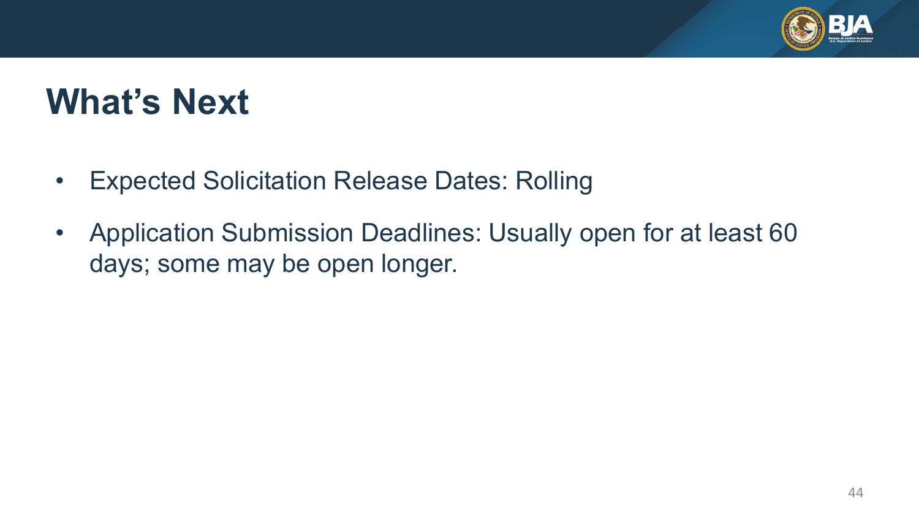# What's Next

- Expected Solicitation Release Dates: Rolling
- Application Submission Deadlines: Usually open for at least 60 days; some may be open longer.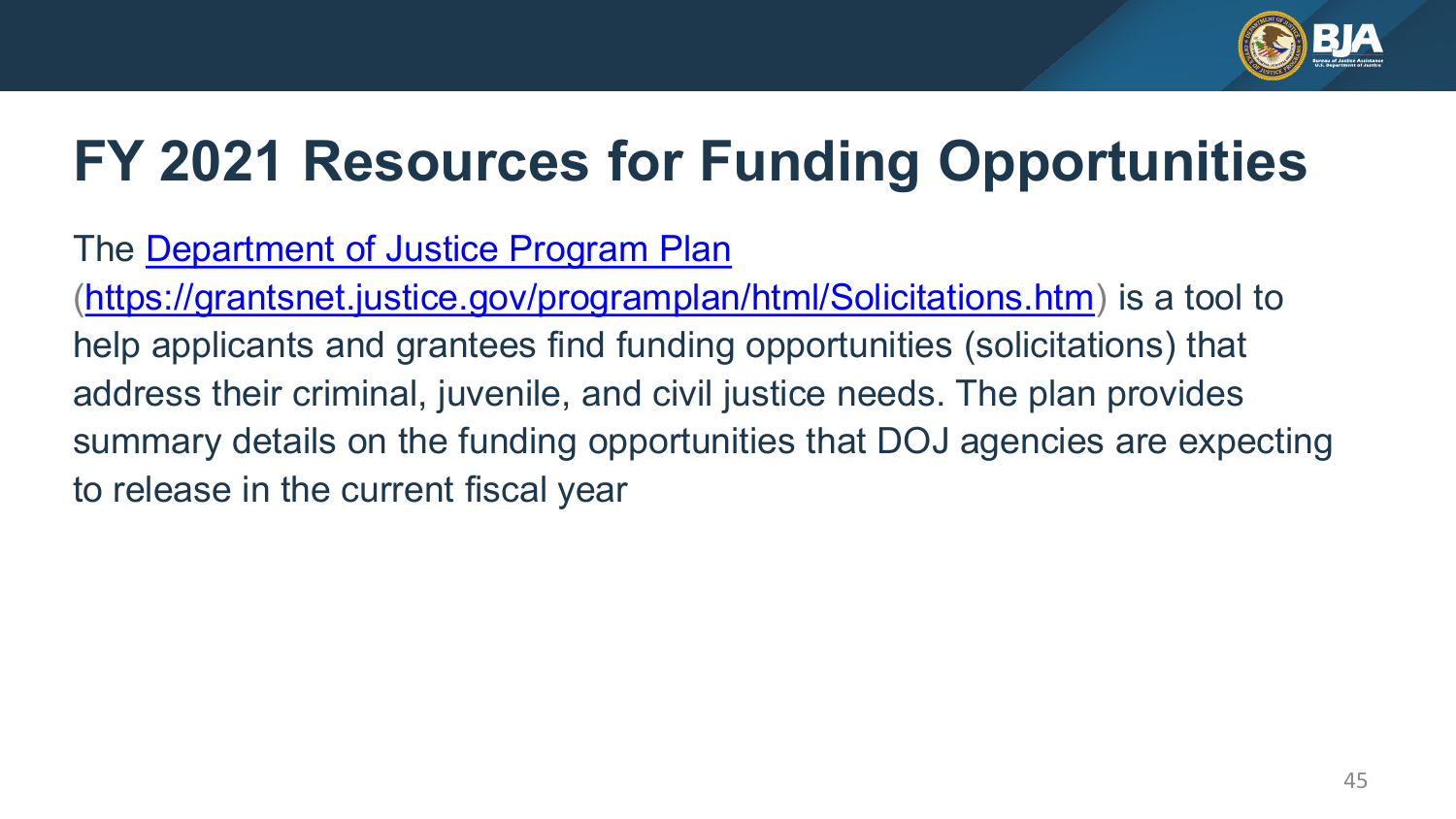# FY 2021 Resources for Funding Opportunities

The [Department of Justice Program Plan](https://grantsnet.justice.gov/programplan/html/Solicitations.htm) ([https://grantsnet.justice.gov/programplan/html/Solicitations.htm](https://grantsnet.justice.gov/programplan/html/Solicitations.htm)) is a tool to help applicants and grantees find funding opportunities (solicitations) that address their criminal, juvenile, and civil justice needs. The plan provides summary details on the funding opportunities that DOJ agencies are expecting to release in the current fiscal year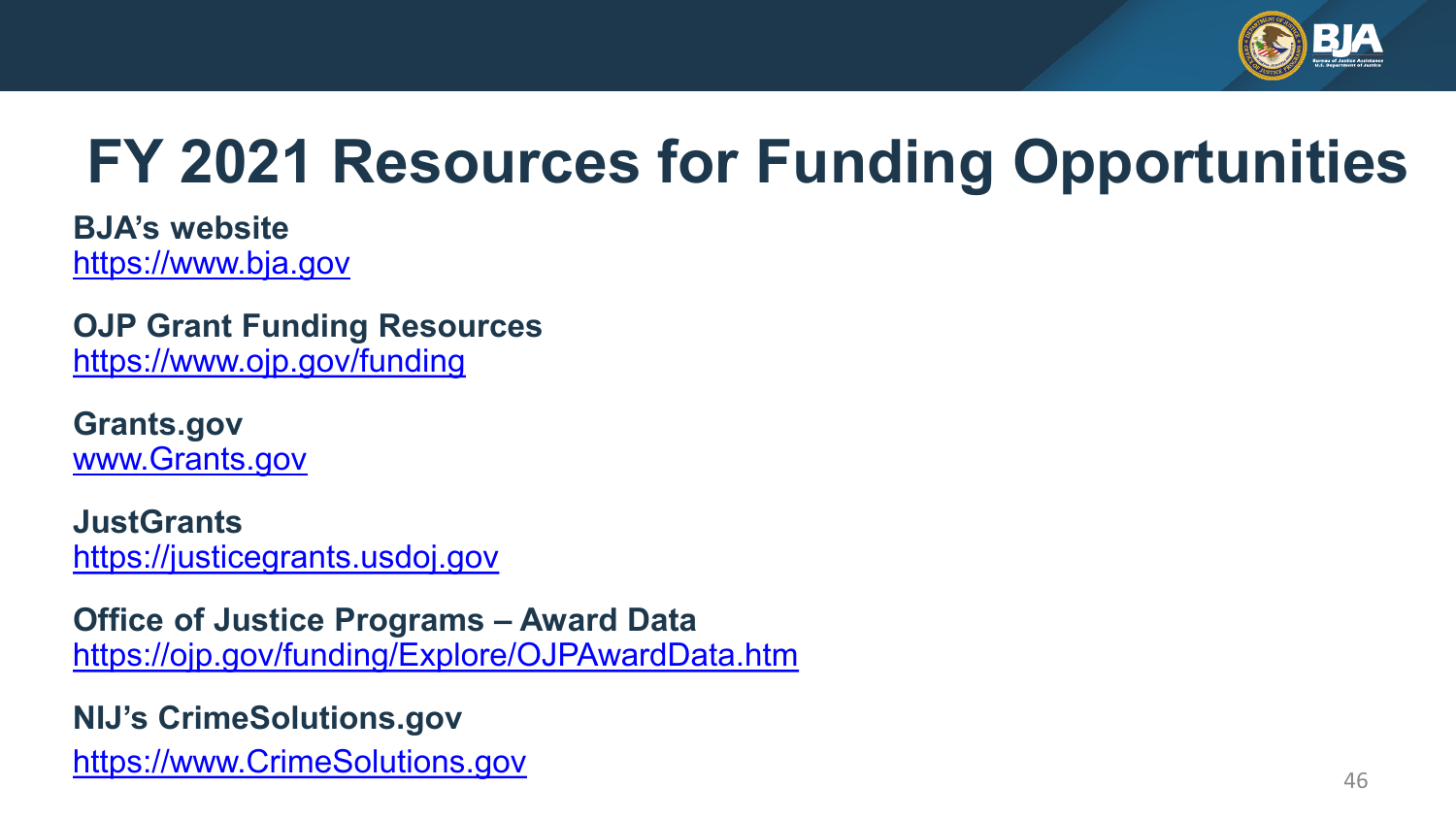# FY 2021 Resources for Funding Opportunities

**BJA's website**
https://www.bja.gov

**OJP Grant Funding Resources**
https://www.ojp.gov/funding

**Grants.gov**
www.Grants.gov

**JustGrants**
https://justicegrants.usdoj.gov

**Office of Justice Programs – Award Data**
https://ojp.gov/funding/Explore/OJPAwardData.htm

**NIJ's CrimeSolutions.gov**
https://www.CrimeSolutions.gov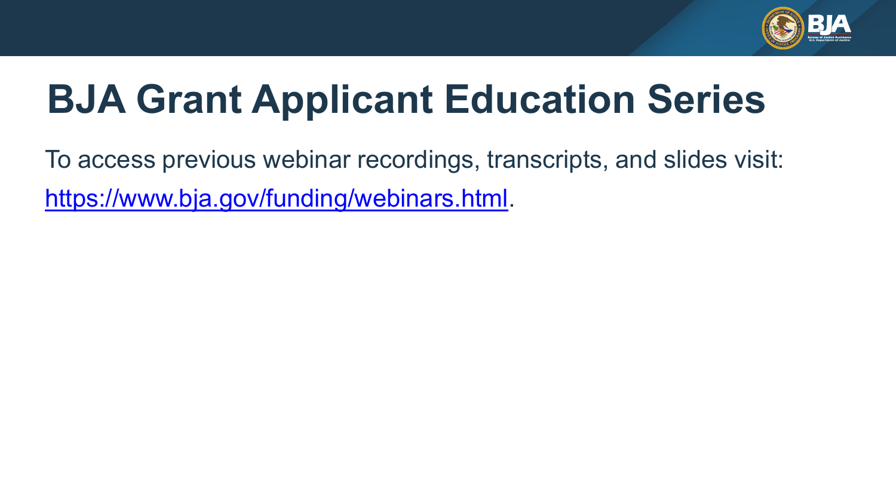# BJA Grant Applicant Education Series

To access previous webinar recordings, transcripts, and slides visit: https://www.bja.gov/funding/webinars.html.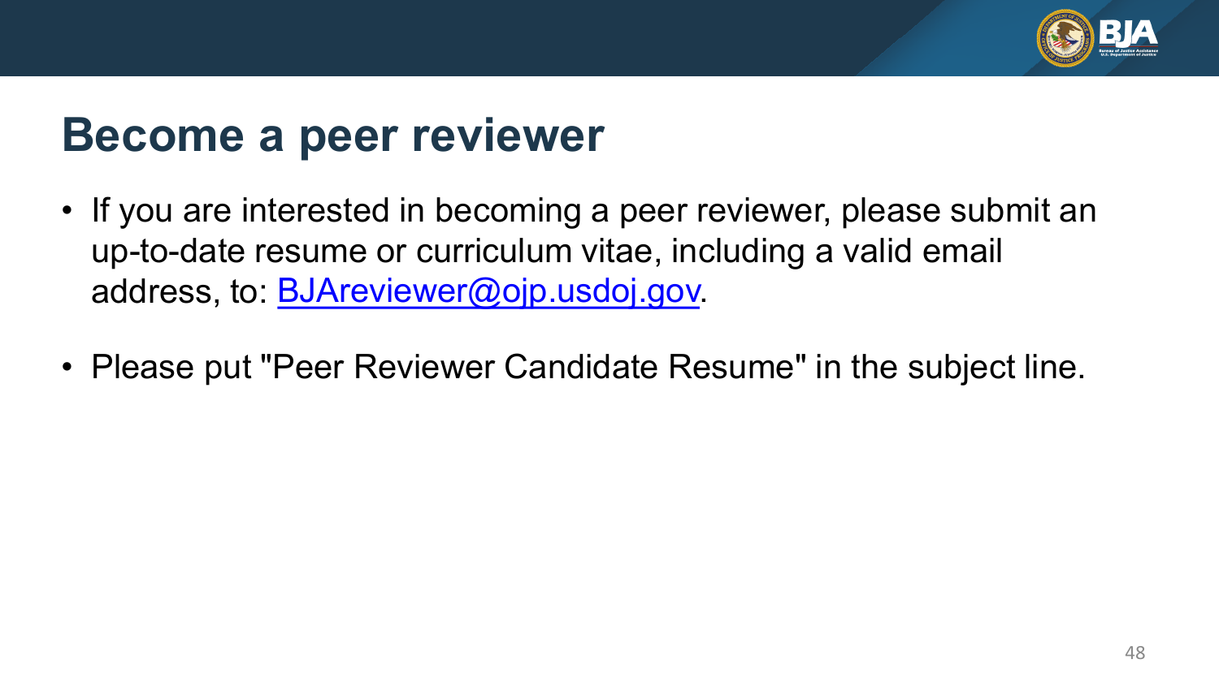# Become a peer reviewer

- If you are interested in becoming a peer reviewer, please submit an up-to-date resume or curriculum vitae, including a valid email address, to: BJAreviewer@ojp.usdoj.gov.
- Please put "Peer Reviewer Candidate Resume" in the subject line.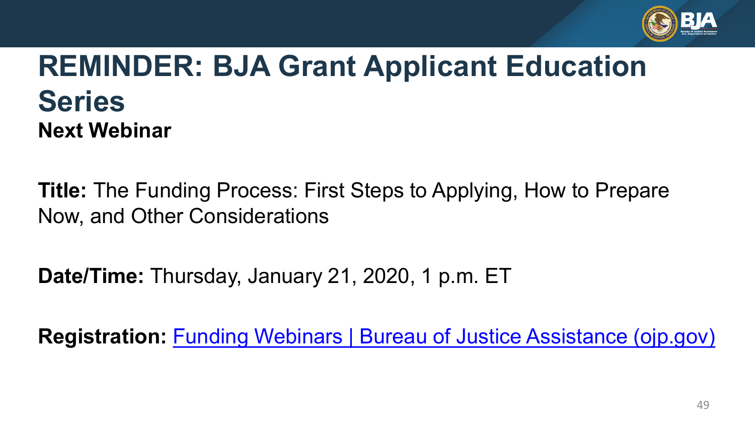# REMINDER: BJA Grant Applicant Education Series

**Next Webinar**

**Title:** The Funding Process: First Steps to Applying, How to Prepare Now, and Other Considerations

**Date/Time:** Thursday, January 21, 2020, 1 p.m. ET

**Registration:** Funding Webinars | Bureau of Justice Assistance (ojp.gov)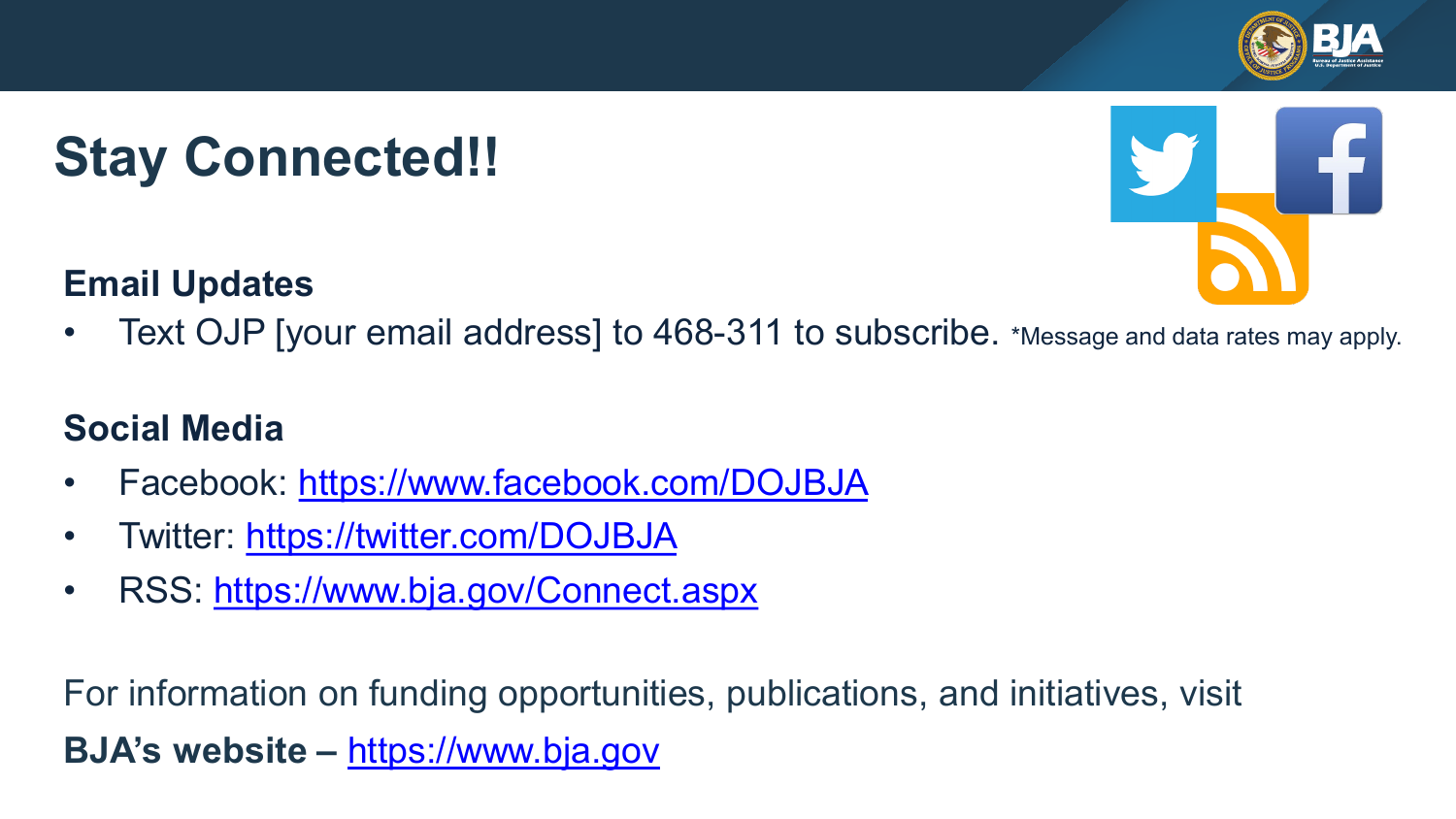# Stay Connected!!

**Email Updates**

- Text OJP [your email address] to 468-311 to subscribe. *Message and data rates may apply.

**Social Media**

- Facebook: https://www.facebook.com/DOJBJA
- Twitter: https://twitter.com/DOJBJA
- RSS: https://www.bja.gov/Connect.aspx

For information on funding opportunities, publications, and initiatives, visit
**BJA's website –** https://www.bja.gov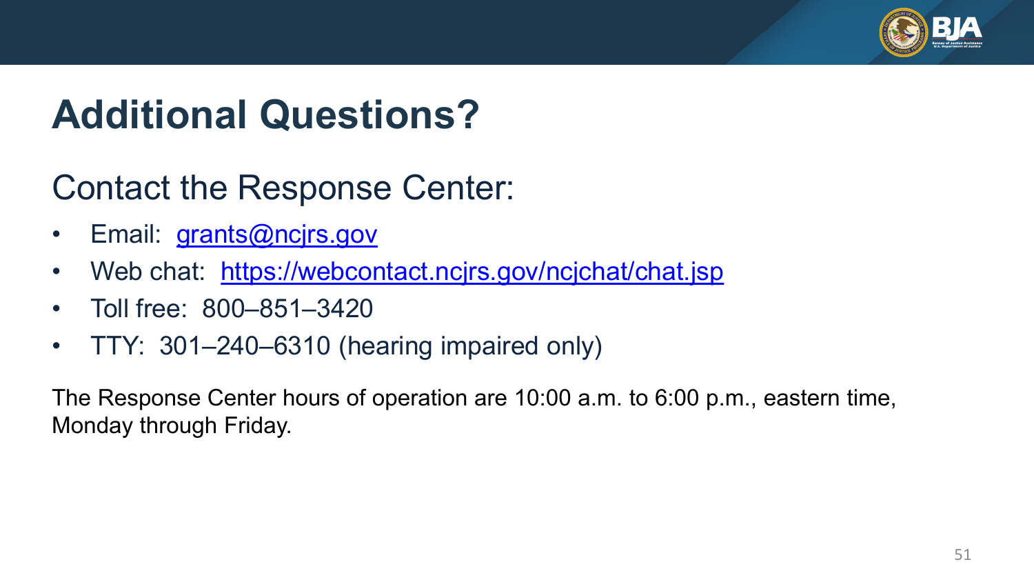# Additional Questions?

## Contact the Response Center:

- Email: grants@ncjrs.gov
- Web chat: https://webcontact.ncjrs.gov/ncjchat/chat.jsp
- Toll free: 800–851–3420
- TTY: 301–240–6310 (hearing impaired only)

The Response Center hours of operation are 10:00 a.m. to 6:00 p.m., eastern time, Monday through Friday.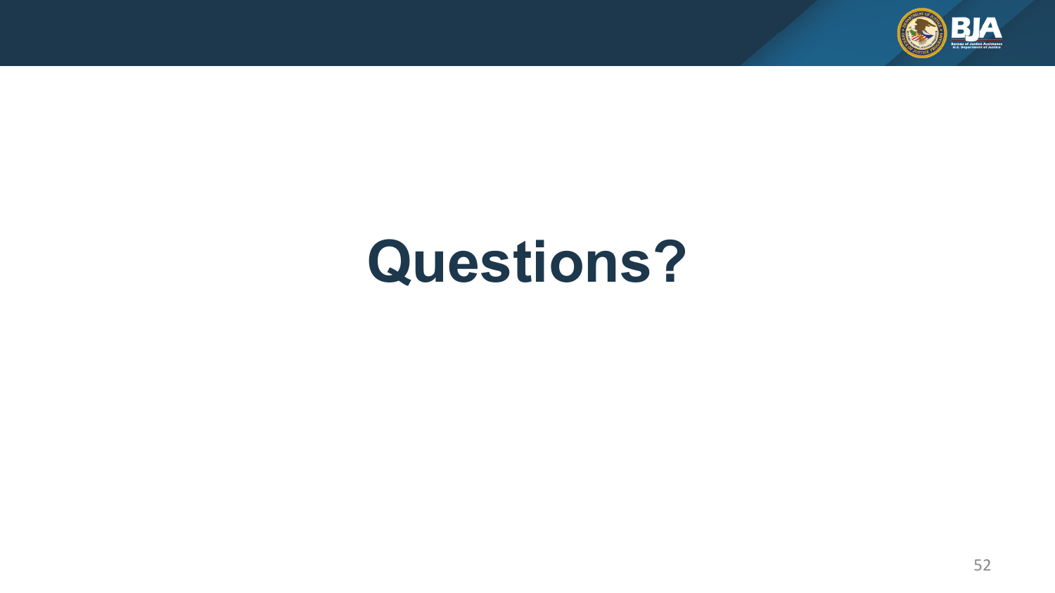# Questions?